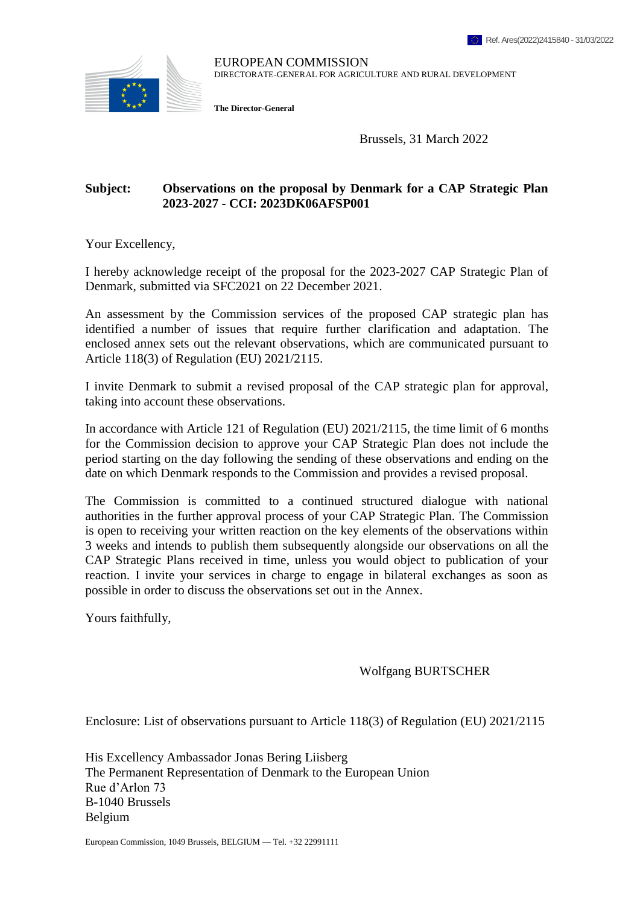Ref. Ares(2022)2415840 - 31/03/2022

EUROPEAN COMMISSION
DIRECTORATE-GENERAL FOR AGRICULTURE AND RURAL DEVELOPMENT

**The Director-General**

Brussels, 31 March 2022

**Subject: Observations on the proposal by Denmark for a CAP Strategic Plan 2023-2027 - CCI: 2023DK06AFSP001**

Your Excellency,

I hereby acknowledge receipt of the proposal for the 2023-2027 CAP Strategic Plan of Denmark, submitted via SFC2021 on 22 December 2021.

An assessment by the Commission services of the proposed CAP strategic plan has identified a number of issues that require further clarification and adaptation. The enclosed annex sets out the relevant observations, which are communicated pursuant to Article 118(3) of Regulation (EU) 2021/2115.

I invite Denmark to submit a revised proposal of the CAP strategic plan for approval, taking into account these observations.

In accordance with Article 121 of Regulation (EU) 2021/2115, the time limit of 6 months for the Commission decision to approve your CAP Strategic Plan does not include the period starting on the day following the sending of these observations and ending on the date on which Denmark responds to the Commission and provides a revised proposal.

The Commission is committed to a continued structured dialogue with national authorities in the further approval process of your CAP Strategic Plan. The Commission is open to receiving your written reaction on the key elements of the observations within 3 weeks and intends to publish them subsequently alongside our observations on all the CAP Strategic Plans received in time, unless you would object to publication of your reaction. I invite your services in charge to engage in bilateral exchanges as soon as possible in order to discuss the observations set out in the Annex.

Yours faithfully,

Wolfgang BURTSCHER

Enclosure: List of observations pursuant to Article 118(3) of Regulation (EU) 2021/2115

His Excellency Ambassador Jonas Bering Liisberg
The Permanent Representation of Denmark to the European Union
Rue d'Arlon 73
B-1040 Brussels
Belgium

European Commission, 1049 Brussels, BELGIUM — Tel. +32 22991111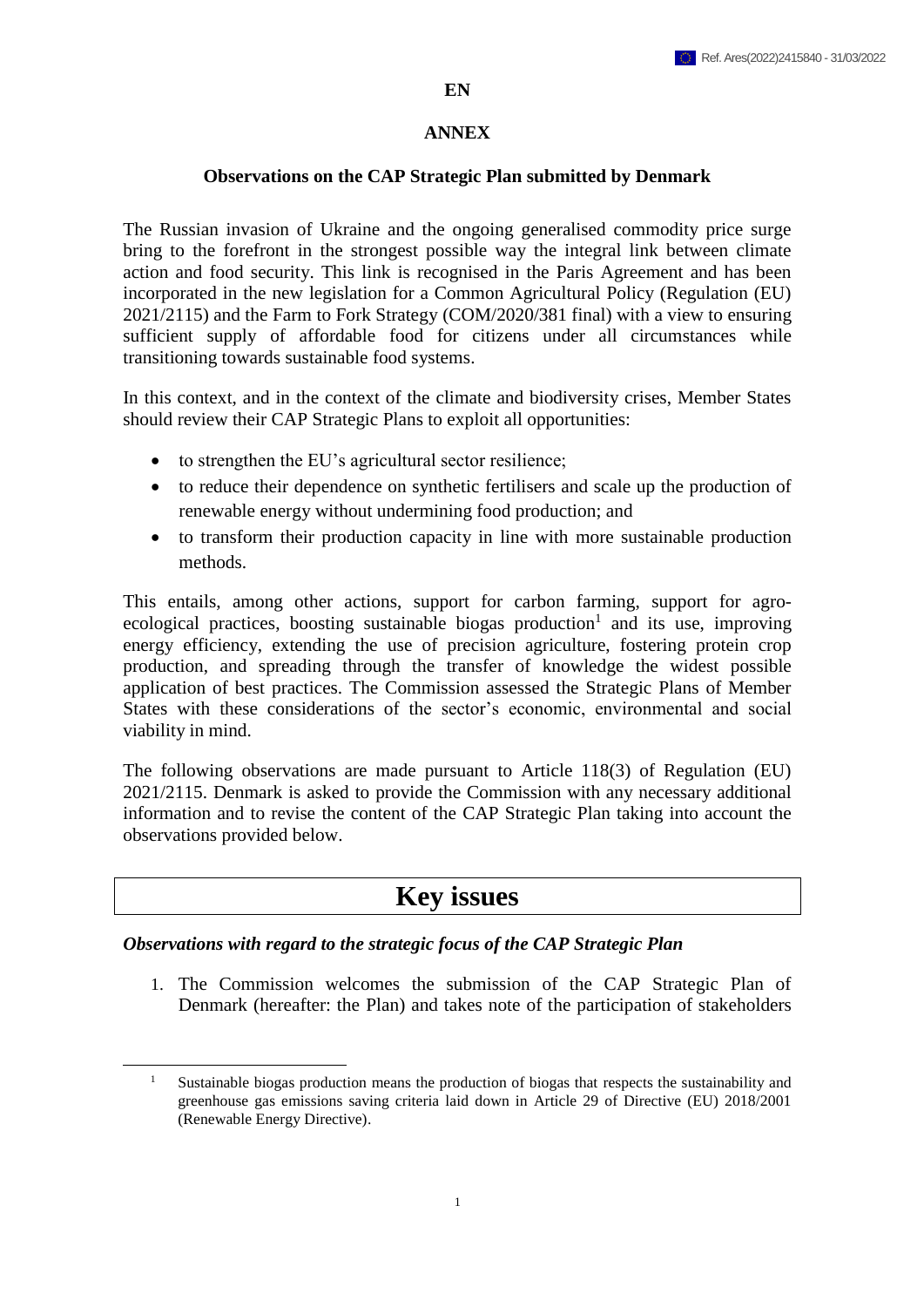Ref. Ares(2022)2415840 - 31/03/2022

**EN**

**ANNEX**

**Observations on the CAP Strategic Plan submitted by Denmark**

The Russian invasion of Ukraine and the ongoing generalised commodity price surge bring to the forefront in the strongest possible way the integral link between climate action and food security. This link is recognised in the Paris Agreement and has been incorporated in the new legislation for a Common Agricultural Policy (Regulation (EU) 2021/2115) and the Farm to Fork Strategy (COM/2020/381 final) with a view to ensuring sufficient supply of affordable food for citizens under all circumstances while transitioning towards sustainable food systems.

In this context, and in the context of the climate and biodiversity crises, Member States should review their CAP Strategic Plans to exploit all opportunities:

- to strengthen the EU's agricultural sector resilience;
- to reduce their dependence on synthetic fertilisers and scale up the production of renewable energy without undermining food production; and
- to transform their production capacity in line with more sustainable production methods.

This entails, among other actions, support for carbon farming, support for agro-ecological practices, boosting sustainable biogas production[1] and its use, improving energy efficiency, extending the use of precision agriculture, fostering protein crop production, and spreading through the transfer of knowledge the widest possible application of best practices. The Commission assessed the Strategic Plans of Member States with these considerations of the sector's economic, environmental and social viability in mind.

The following observations are made pursuant to Article 118(3) of Regulation (EU) 2021/2115. Denmark is asked to provide the Commission with any necessary additional information and to revise the content of the CAP Strategic Plan taking into account the observations provided below.

# Key issues

***Observations with regard to the strategic focus of the CAP Strategic Plan***

1. The Commission welcomes the submission of the CAP Strategic Plan of Denmark (hereafter: the Plan) and takes note of the participation of stakeholders

[1] Sustainable biogas production means the production of biogas that respects the sustainability and greenhouse gas emissions saving criteria laid down in Article 29 of Directive (EU) 2018/2001 (Renewable Energy Directive).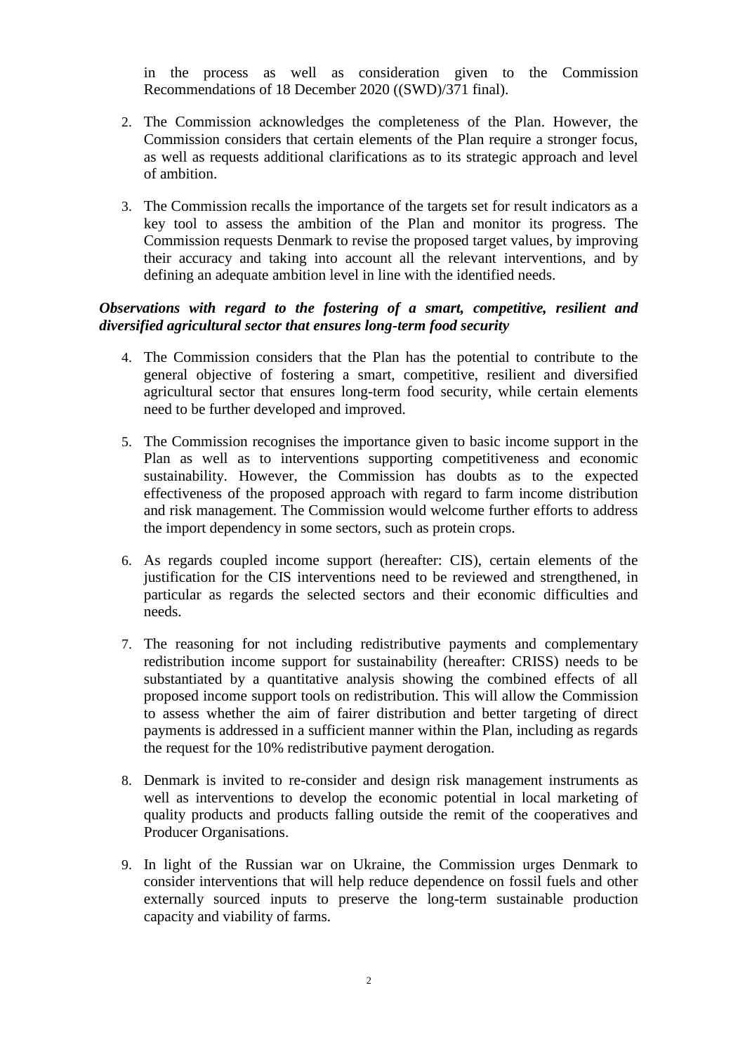in the process as well as consideration given to the Commission Recommendations of 18 December 2020 ((SWD)/371 final).

2. The Commission acknowledges the completeness of the Plan. However, the Commission considers that certain elements of the Plan require a stronger focus, as well as requests additional clarifications as to its strategic approach and level of ambition.

3. The Commission recalls the importance of the targets set for result indicators as a key tool to assess the ambition of the Plan and monitor its progress. The Commission requests Denmark to revise the proposed target values, by improving their accuracy and taking into account all the relevant interventions, and by defining an adequate ambition level in line with the identified needs.

***Observations with regard to the fostering of a smart, competitive, resilient and diversified agricultural sector that ensures long-term food security***

4. The Commission considers that the Plan has the potential to contribute to the general objective of fostering a smart, competitive, resilient and diversified agricultural sector that ensures long-term food security, while certain elements need to be further developed and improved.

5. The Commission recognises the importance given to basic income support in the Plan as well as to interventions supporting competitiveness and economic sustainability. However, the Commission has doubts as to the expected effectiveness of the proposed approach with regard to farm income distribution and risk management. The Commission would welcome further efforts to address the import dependency in some sectors, such as protein crops.

6. As regards coupled income support (hereafter: CIS), certain elements of the justification for the CIS interventions need to be reviewed and strengthened, in particular as regards the selected sectors and their economic difficulties and needs.

7. The reasoning for not including redistributive payments and complementary redistribution income support for sustainability (hereafter: CRISS) needs to be substantiated by a quantitative analysis showing the combined effects of all proposed income support tools on redistribution. This will allow the Commission to assess whether the aim of fairer distribution and better targeting of direct payments is addressed in a sufficient manner within the Plan, including as regards the request for the 10% redistributive payment derogation.

8. Denmark is invited to re-consider and design risk management instruments as well as interventions to develop the economic potential in local marketing of quality products and products falling outside the remit of the cooperatives and Producer Organisations.

9. In light of the Russian war on Ukraine, the Commission urges Denmark to consider interventions that will help reduce dependence on fossil fuels and other externally sourced inputs to preserve the long-term sustainable production capacity and viability of farms.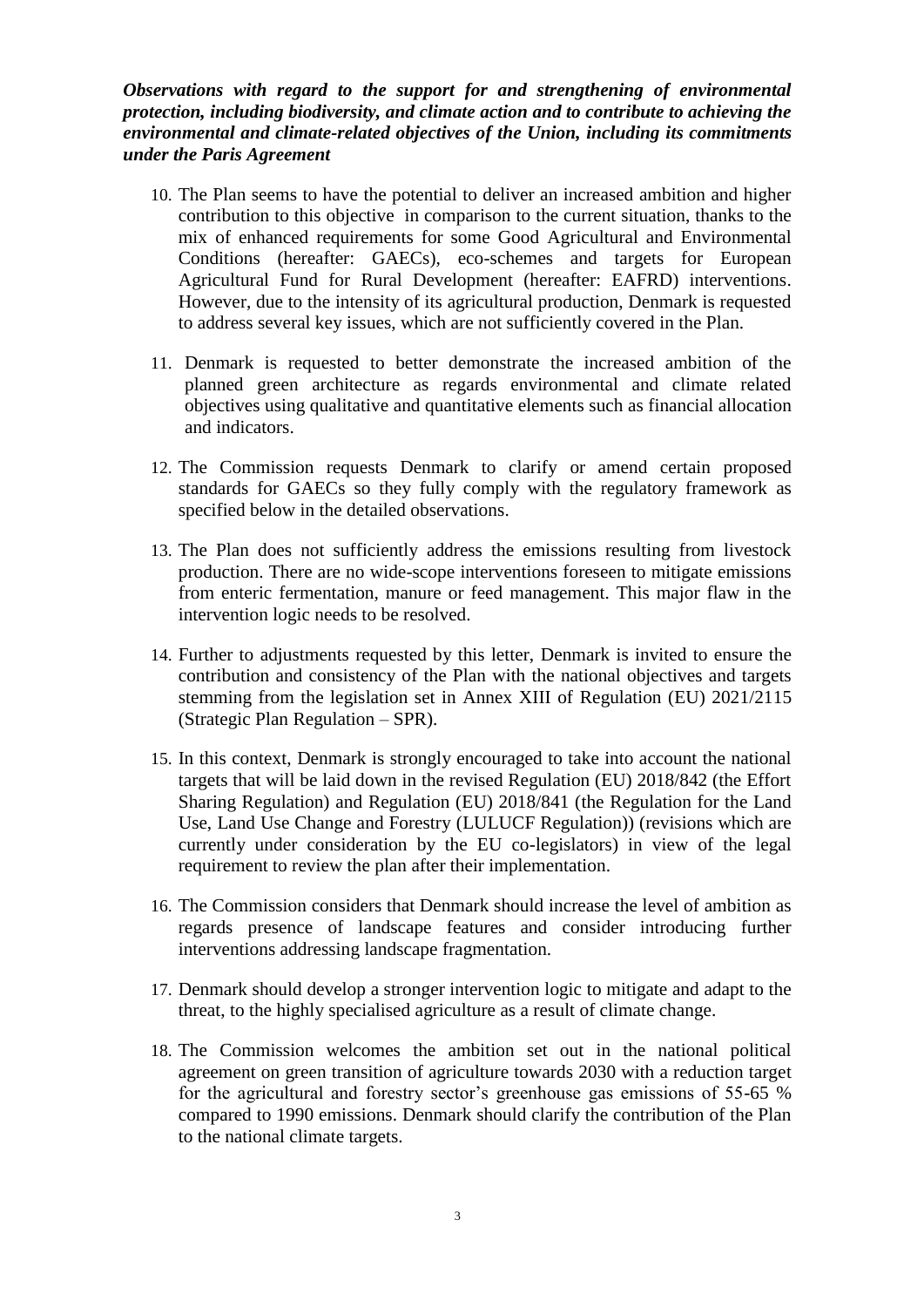***Observations with regard to the support for and strengthening of environmental protection, including biodiversity, and climate action and to contribute to achieving the environmental and climate-related objectives of the Union, including its commitments under the Paris Agreement***

10. The Plan seems to have the potential to deliver an increased ambition and higher contribution to this objective in comparison to the current situation, thanks to the mix of enhanced requirements for some Good Agricultural and Environmental Conditions (hereafter: GAECs), eco-schemes and targets for European Agricultural Fund for Rural Development (hereafter: EAFRD) interventions. However, due to the intensity of its agricultural production, Denmark is requested to address several key issues, which are not sufficiently covered in the Plan.

11. Denmark is requested to better demonstrate the increased ambition of the planned green architecture as regards environmental and climate related objectives using qualitative and quantitative elements such as financial allocation and indicators.

12. The Commission requests Denmark to clarify or amend certain proposed standards for GAECs so they fully comply with the regulatory framework as specified below in the detailed observations.

13. The Plan does not sufficiently address the emissions resulting from livestock production. There are no wide-scope interventions foreseen to mitigate emissions from enteric fermentation, manure or feed management. This major flaw in the intervention logic needs to be resolved.

14. Further to adjustments requested by this letter, Denmark is invited to ensure the contribution and consistency of the Plan with the national objectives and targets stemming from the legislation set in Annex XIII of Regulation (EU) 2021/2115 (Strategic Plan Regulation – SPR).

15. In this context, Denmark is strongly encouraged to take into account the national targets that will be laid down in the revised Regulation (EU) 2018/842 (the Effort Sharing Regulation) and Regulation (EU) 2018/841 (the Regulation for the Land Use, Land Use Change and Forestry (LULUCF Regulation)) (revisions which are currently under consideration by the EU co-legislators) in view of the legal requirement to review the plan after their implementation.

16. The Commission considers that Denmark should increase the level of ambition as regards presence of landscape features and consider introducing further interventions addressing landscape fragmentation.

17. Denmark should develop a stronger intervention logic to mitigate and adapt to the threat, to the highly specialised agriculture as a result of climate change.

18. The Commission welcomes the ambition set out in the national political agreement on green transition of agriculture towards 2030 with a reduction target for the agricultural and forestry sector's greenhouse gas emissions of 55-65 % compared to 1990 emissions. Denmark should clarify the contribution of the Plan to the national climate targets.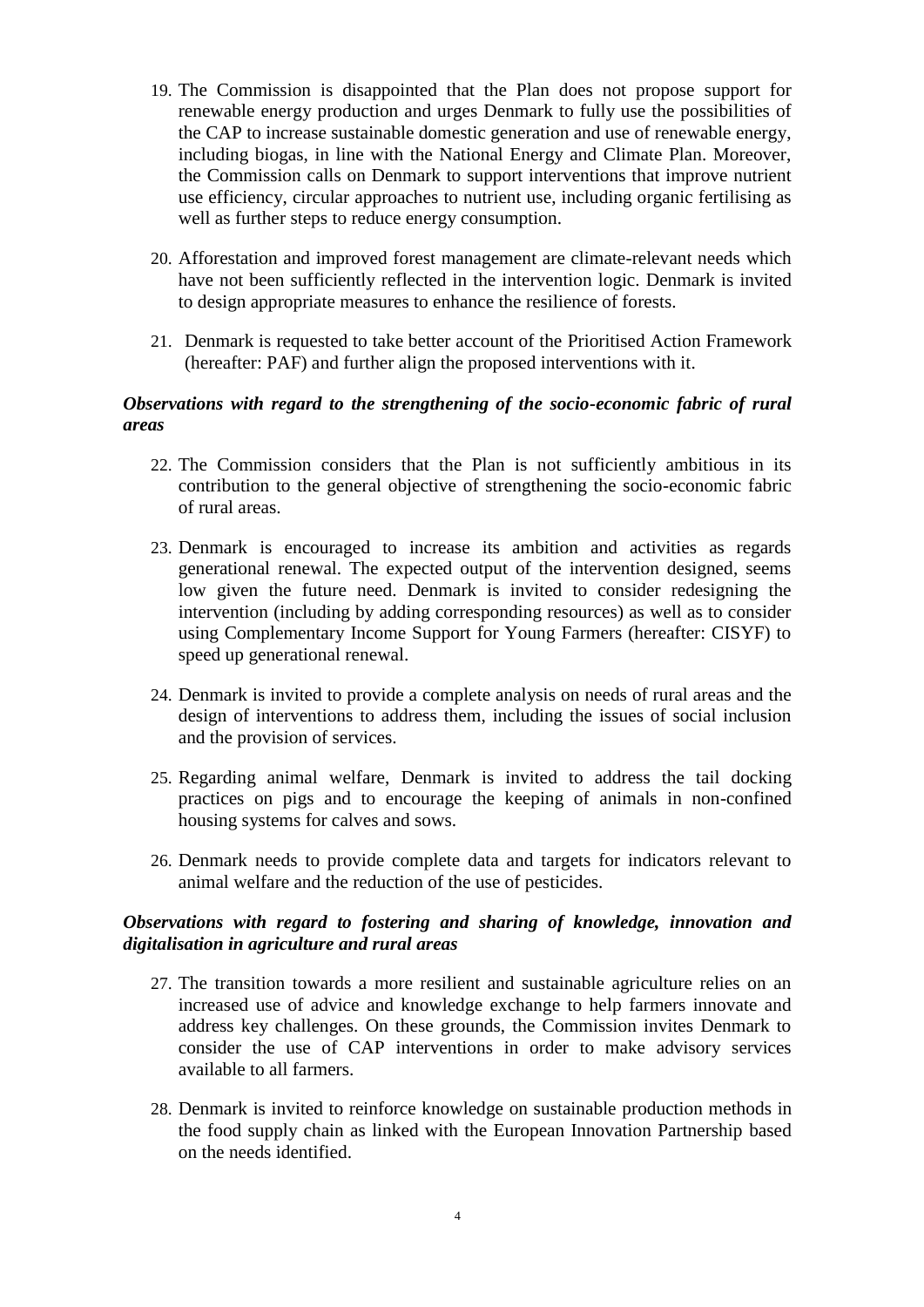19. The Commission is disappointed that the Plan does not propose support for renewable energy production and urges Denmark to fully use the possibilities of the CAP to increase sustainable domestic generation and use of renewable energy, including biogas, in line with the National Energy and Climate Plan. Moreover, the Commission calls on Denmark to support interventions that improve nutrient use efficiency, circular approaches to nutrient use, including organic fertilising as well as further steps to reduce energy consumption.

20. Afforestation and improved forest management are climate-relevant needs which have not been sufficiently reflected in the intervention logic. Denmark is invited to design appropriate measures to enhance the resilience of forests.

21. Denmark is requested to take better account of the Prioritised Action Framework (hereafter: PAF) and further align the proposed interventions with it.

***Observations with regard to the strengthening of the socio-economic fabric of rural areas***

22. The Commission considers that the Plan is not sufficiently ambitious in its contribution to the general objective of strengthening the socio-economic fabric of rural areas.

23. Denmark is encouraged to increase its ambition and activities as regards generational renewal. The expected output of the intervention designed, seems low given the future need. Denmark is invited to consider redesigning the intervention (including by adding corresponding resources) as well as to consider using Complementary Income Support for Young Farmers (hereafter: CISYF) to speed up generational renewal.

24. Denmark is invited to provide a complete analysis on needs of rural areas and the design of interventions to address them, including the issues of social inclusion and the provision of services.

25. Regarding animal welfare, Denmark is invited to address the tail docking practices on pigs and to encourage the keeping of animals in non-confined housing systems for calves and sows.

26. Denmark needs to provide complete data and targets for indicators relevant to animal welfare and the reduction of the use of pesticides.

***Observations with regard to fostering and sharing of knowledge, innovation and digitalisation in agriculture and rural areas***

27. The transition towards a more resilient and sustainable agriculture relies on an increased use of advice and knowledge exchange to help farmers innovate and address key challenges. On these grounds, the Commission invites Denmark to consider the use of CAP interventions in order to make advisory services available to all farmers.

28. Denmark is invited to reinforce knowledge on sustainable production methods in the food supply chain as linked with the European Innovation Partnership based on the needs identified.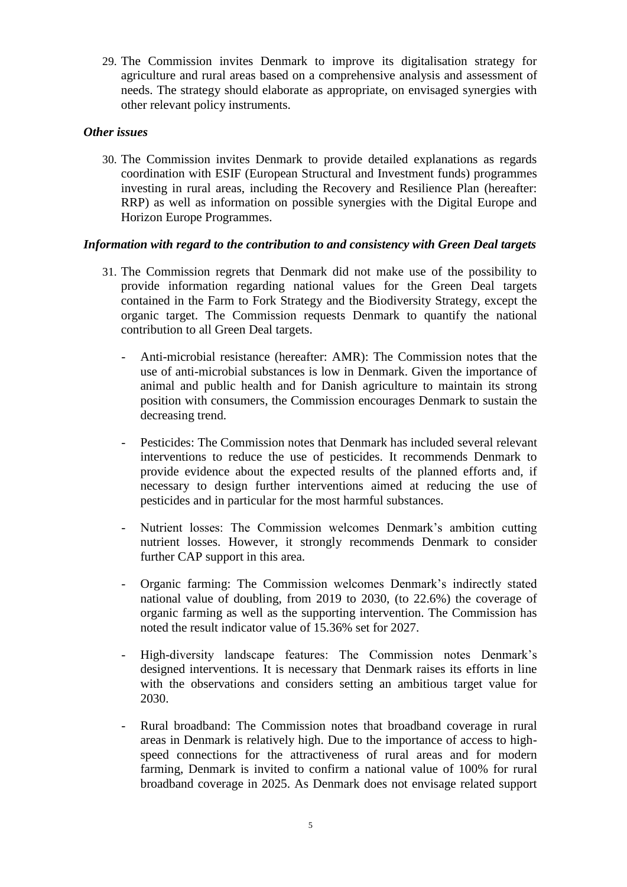29. The Commission invites Denmark to improve its digitalisation strategy for agriculture and rural areas based on a comprehensive analysis and assessment of needs. The strategy should elaborate as appropriate, on envisaged synergies with other relevant policy instruments.

***Other issues***

30. The Commission invites Denmark to provide detailed explanations as regards coordination with ESIF (European Structural and Investment funds) programmes investing in rural areas, including the Recovery and Resilience Plan (hereafter: RRP) as well as information on possible synergies with the Digital Europe and Horizon Europe Programmes.

***Information with regard to the contribution to and consistency with Green Deal targets***

31. The Commission regrets that Denmark did not make use of the possibility to provide information regarding national values for the Green Deal targets contained in the Farm to Fork Strategy and the Biodiversity Strategy, except the organic target. The Commission requests Denmark to quantify the national contribution to all Green Deal targets.

    - Anti-microbial resistance (hereafter: AMR): The Commission notes that the use of anti-microbial substances is low in Denmark. Given the importance of animal and public health and for Danish agriculture to maintain its strong position with consumers, the Commission encourages Denmark to sustain the decreasing trend.

    - Pesticides: The Commission notes that Denmark has included several relevant interventions to reduce the use of pesticides. It recommends Denmark to provide evidence about the expected results of the planned efforts and, if necessary to design further interventions aimed at reducing the use of pesticides and in particular for the most harmful substances.

    - Nutrient losses: The Commission welcomes Denmark's ambition cutting nutrient losses. However, it strongly recommends Denmark to consider further CAP support in this area.

    - Organic farming: The Commission welcomes Denmark's indirectly stated national value of doubling, from 2019 to 2030, (to 22.6%) the coverage of organic farming as well as the supporting intervention. The Commission has noted the result indicator value of 15.36% set for 2027.

    - High-diversity landscape features: The Commission notes Denmark's designed interventions. It is necessary that Denmark raises its efforts in line with the observations and considers setting an ambitious target value for 2030.

    - Rural broadband: The Commission notes that broadband coverage in rural areas in Denmark is relatively high. Due to the importance of access to high-speed connections for the attractiveness of rural areas and for modern farming, Denmark is invited to confirm a national value of 100% for rural broadband coverage in 2025. As Denmark does not envisage related support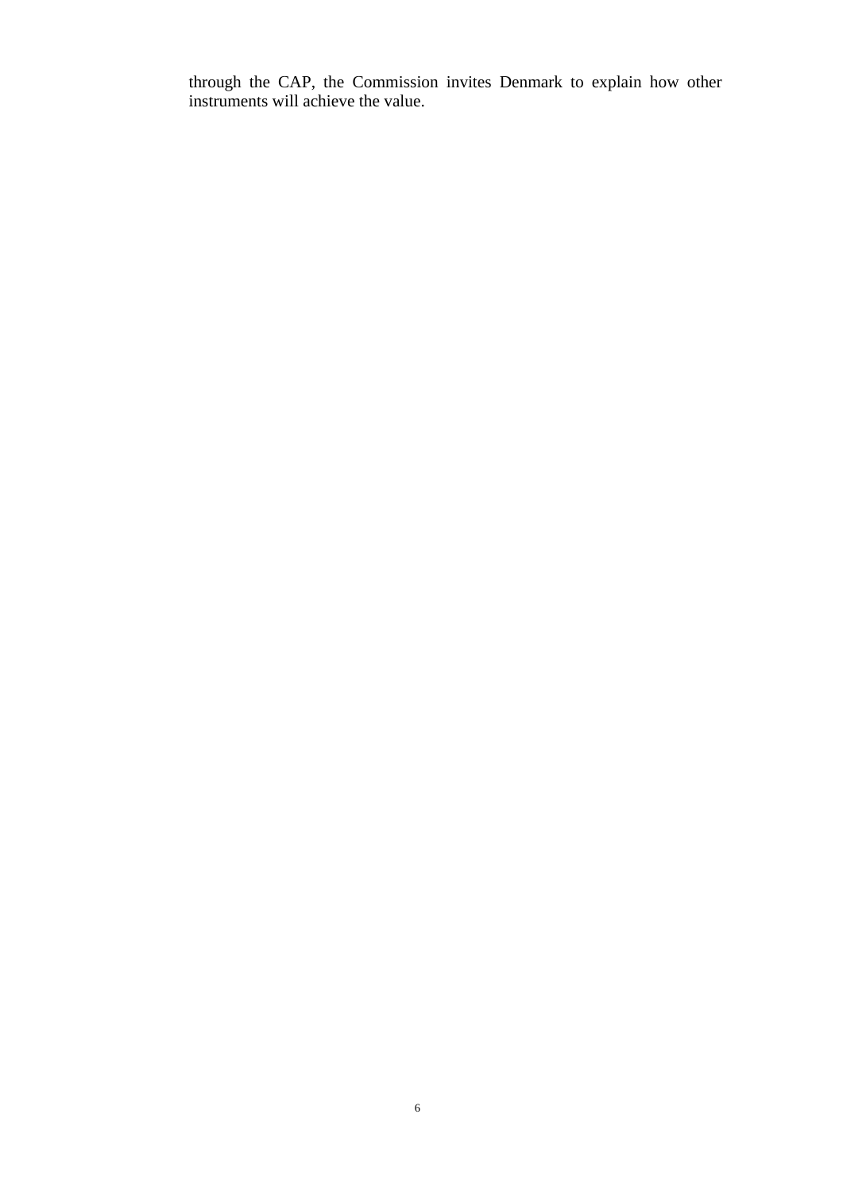through the CAP, the Commission invites Denmark to explain how other instruments will achieve the value.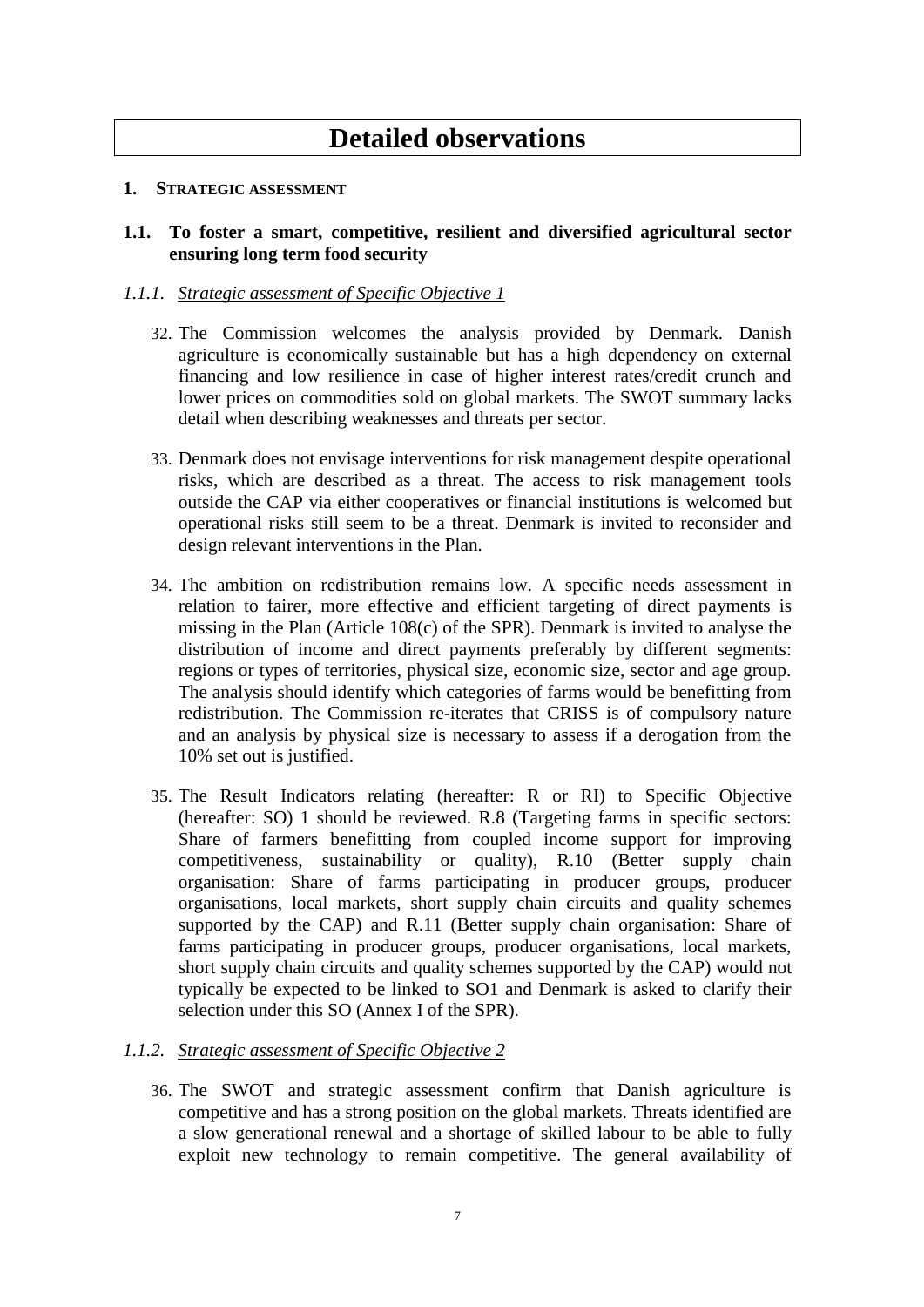# Detailed observations

## 1. Strategic assessment

### 1.1. To foster a smart, competitive, resilient and diversified agricultural sector ensuring long term food security

#### *1.1.1. Strategic assessment of Specific Objective 1*

32. The Commission welcomes the analysis provided by Denmark. Danish agriculture is economically sustainable but has a high dependency on external financing and low resilience in case of higher interest rates/credit crunch and lower prices on commodities sold on global markets. The SWOT summary lacks detail when describing weaknesses and threats per sector.

33. Denmark does not envisage interventions for risk management despite operational risks, which are described as a threat. The access to risk management tools outside the CAP via either cooperatives or financial institutions is welcomed but operational risks still seem to be a threat. Denmark is invited to reconsider and design relevant interventions in the Plan.

34. The ambition on redistribution remains low. A specific needs assessment in relation to fairer, more effective and efficient targeting of direct payments is missing in the Plan (Article 108(c) of the SPR). Denmark is invited to analyse the distribution of income and direct payments preferably by different segments: regions or types of territories, physical size, economic size, sector and age group. The analysis should identify which categories of farms would be benefitting from redistribution. The Commission re-iterates that CRISS is of compulsory nature and an analysis by physical size is necessary to assess if a derogation from the 10% set out is justified.

35. The Result Indicators relating (hereafter: R or RI) to Specific Objective (hereafter: SO) 1 should be reviewed. R.8 (Targeting farms in specific sectors: Share of farmers benefitting from coupled income support for improving competitiveness, sustainability or quality), R.10 (Better supply chain organisation: Share of farms participating in producer groups, producer organisations, local markets, short supply chain circuits and quality schemes supported by the CAP) and R.11 (Better supply chain organisation: Share of farms participating in producer groups, producer organisations, local markets, short supply chain circuits and quality schemes supported by the CAP) would not typically be expected to be linked to SO1 and Denmark is asked to clarify their selection under this SO (Annex I of the SPR).

#### *1.1.2. Strategic assessment of Specific Objective 2*

36. The SWOT and strategic assessment confirm that Danish agriculture is competitive and has a strong position on the global markets. Threats identified are a slow generational renewal and a shortage of skilled labour to be able to fully exploit new technology to remain competitive. The general availability of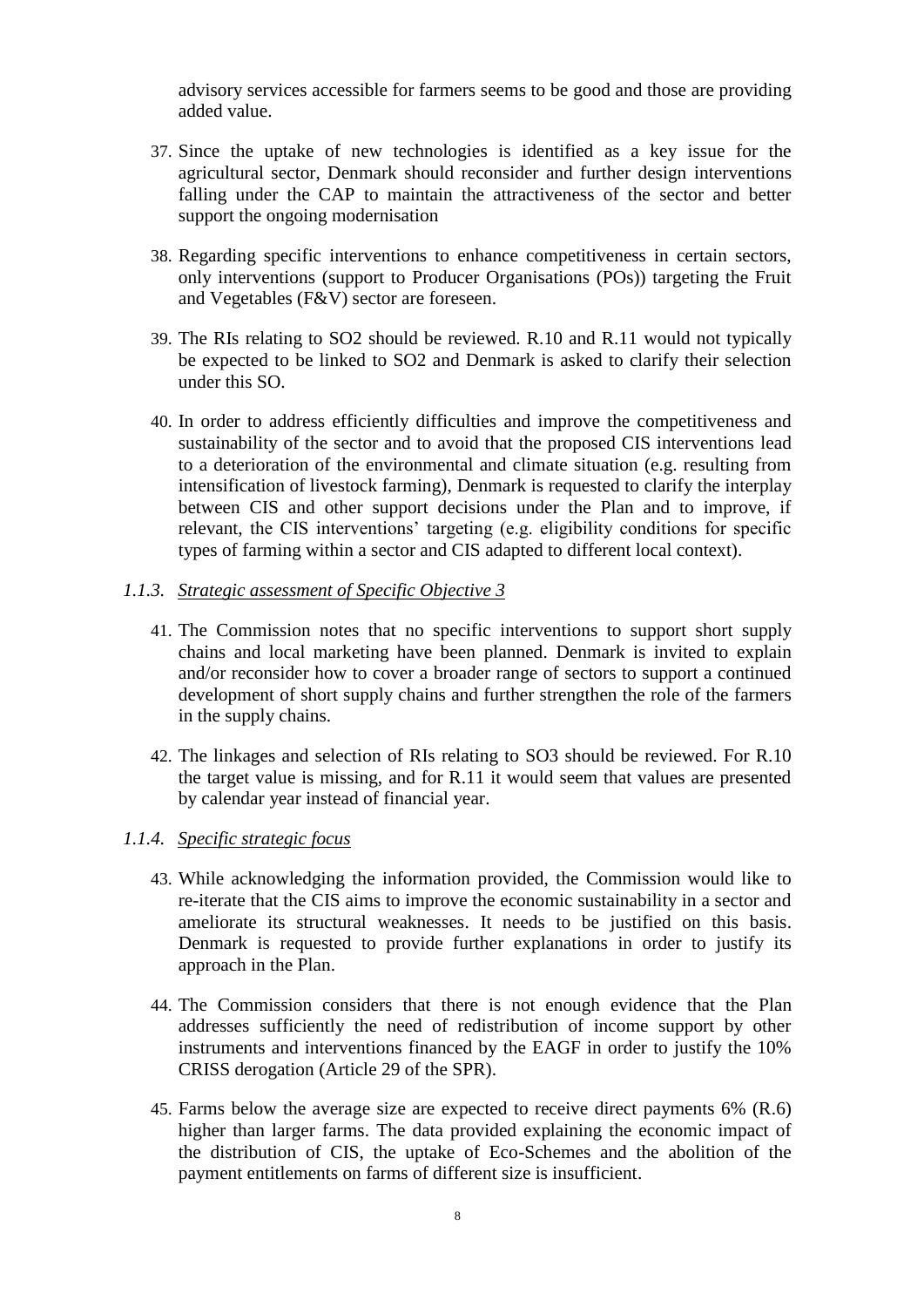advisory services accessible for farmers seems to be good and those are providing added value.

37. Since the uptake of new technologies is identified as a key issue for the agricultural sector, Denmark should reconsider and further design interventions falling under the CAP to maintain the attractiveness of the sector and better support the ongoing modernisation

38. Regarding specific interventions to enhance competitiveness in certain sectors, only interventions (support to Producer Organisations (POs)) targeting the Fruit and Vegetables (F&V) sector are foreseen.

39. The RIs relating to SO2 should be reviewed. R.10 and R.11 would not typically be expected to be linked to SO2 and Denmark is asked to clarify their selection under this SO.

40. In order to address efficiently difficulties and improve the competitiveness and sustainability of the sector and to avoid that the proposed CIS interventions lead to a deterioration of the environmental and climate situation (e.g. resulting from intensification of livestock farming), Denmark is requested to clarify the interplay between CIS and other support decisions under the Plan and to improve, if relevant, the CIS interventions' targeting (e.g. eligibility conditions for specific types of farming within a sector and CIS adapted to different local context).

### 1.1.3. *Strategic assessment of Specific Objective 3*

41. The Commission notes that no specific interventions to support short supply chains and local marketing have been planned. Denmark is invited to explain and/or reconsider how to cover a broader range of sectors to support a continued development of short supply chains and further strengthen the role of the farmers in the supply chains.

42. The linkages and selection of RIs relating to SO3 should be reviewed. For R.10 the target value is missing, and for R.11 it would seem that values are presented by calendar year instead of financial year.

### 1.1.4. *Specific strategic focus*

43. While acknowledging the information provided, the Commission would like to re-iterate that the CIS aims to improve the economic sustainability in a sector and ameliorate its structural weaknesses. It needs to be justified on this basis. Denmark is requested to provide further explanations in order to justify its approach in the Plan.

44. The Commission considers that there is not enough evidence that the Plan addresses sufficiently the need of redistribution of income support by other instruments and interventions financed by the EAGF in order to justify the 10% CRISS derogation (Article 29 of the SPR).

45. Farms below the average size are expected to receive direct payments 6% (R.6) higher than larger farms. The data provided explaining the economic impact of the distribution of CIS, the uptake of Eco-Schemes and the abolition of the payment entitlements on farms of different size is insufficient.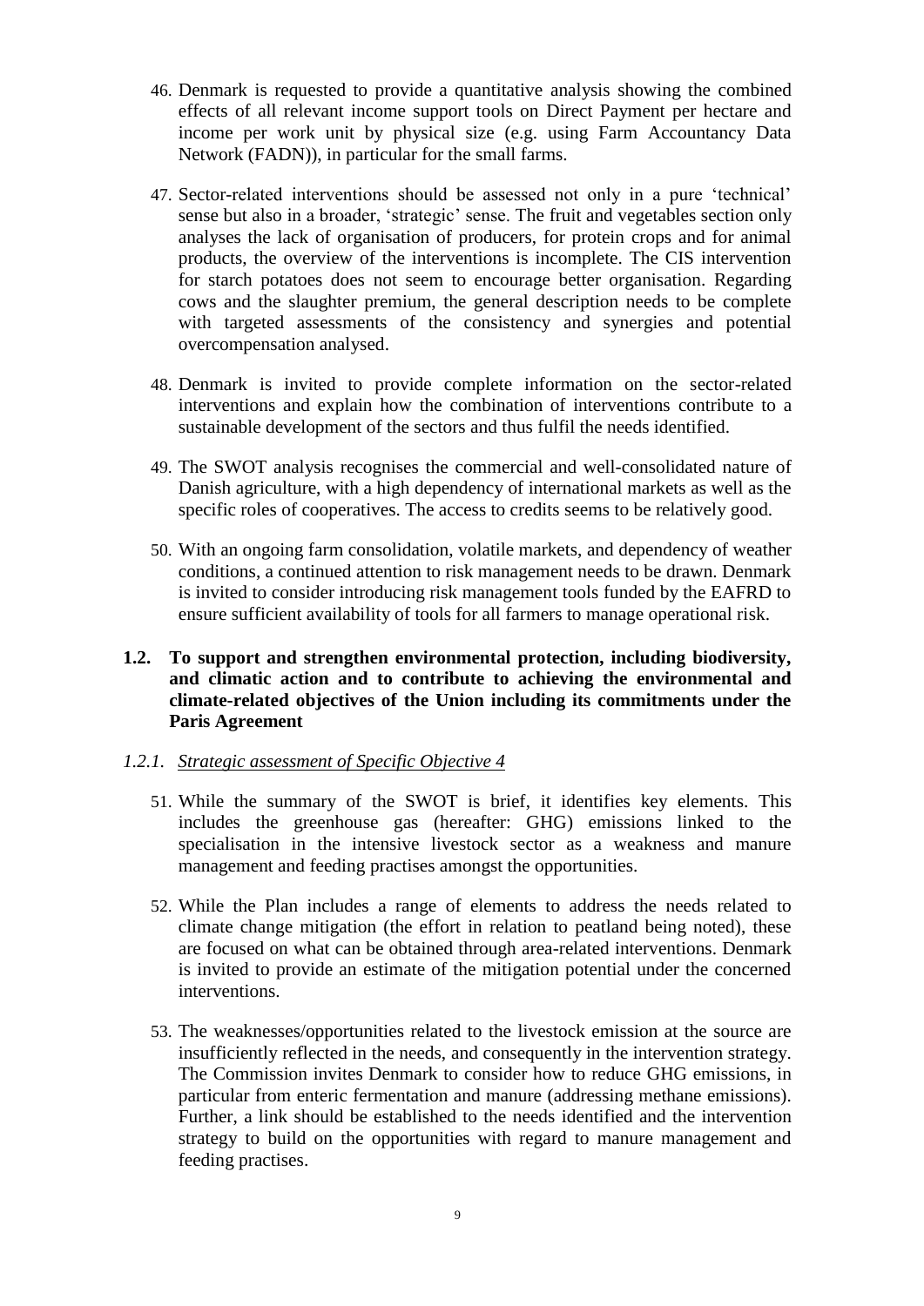46. Denmark is requested to provide a quantitative analysis showing the combined effects of all relevant income support tools on Direct Payment per hectare and income per work unit by physical size (e.g. using Farm Accountancy Data Network (FADN)), in particular for the small farms.

47. Sector-related interventions should be assessed not only in a pure 'technical' sense but also in a broader, 'strategic' sense. The fruit and vegetables section only analyses the lack of organisation of producers, for protein crops and for animal products, the overview of the interventions is incomplete. The CIS intervention for starch potatoes does not seem to encourage better organisation. Regarding cows and the slaughter premium, the general description needs to be complete with targeted assessments of the consistency and synergies and potential overcompensation analysed.

48. Denmark is invited to provide complete information on the sector-related interventions and explain how the combination of interventions contribute to a sustainable development of the sectors and thus fulfil the needs identified.

49. The SWOT analysis recognises the commercial and well-consolidated nature of Danish agriculture, with a high dependency of international markets as well as the specific roles of cooperatives. The access to credits seems to be relatively good.

50. With an ongoing farm consolidation, volatile markets, and dependency of weather conditions, a continued attention to risk management needs to be drawn. Denmark is invited to consider introducing risk management tools funded by the EAFRD to ensure sufficient availability of tools for all farmers to manage operational risk.

## 1.2. To support and strengthen environmental protection, including biodiversity, and climatic action and to contribute to achieving the environmental and climate-related objectives of the Union including its commitments under the Paris Agreement

### *1.2.1. Strategic assessment of Specific Objective 4*

51. While the summary of the SWOT is brief, it identifies key elements. This includes the greenhouse gas (hereafter: GHG) emissions linked to the specialisation in the intensive livestock sector as a weakness and manure management and feeding practises amongst the opportunities.

52. While the Plan includes a range of elements to address the needs related to climate change mitigation (the effort in relation to peatland being noted), these are focused on what can be obtained through area-related interventions. Denmark is invited to provide an estimate of the mitigation potential under the concerned interventions.

53. The weaknesses/opportunities related to the livestock emission at the source are insufficiently reflected in the needs, and consequently in the intervention strategy. The Commission invites Denmark to consider how to reduce GHG emissions, in particular from enteric fermentation and manure (addressing methane emissions). Further, a link should be established to the needs identified and the intervention strategy to build on the opportunities with regard to manure management and feeding practises.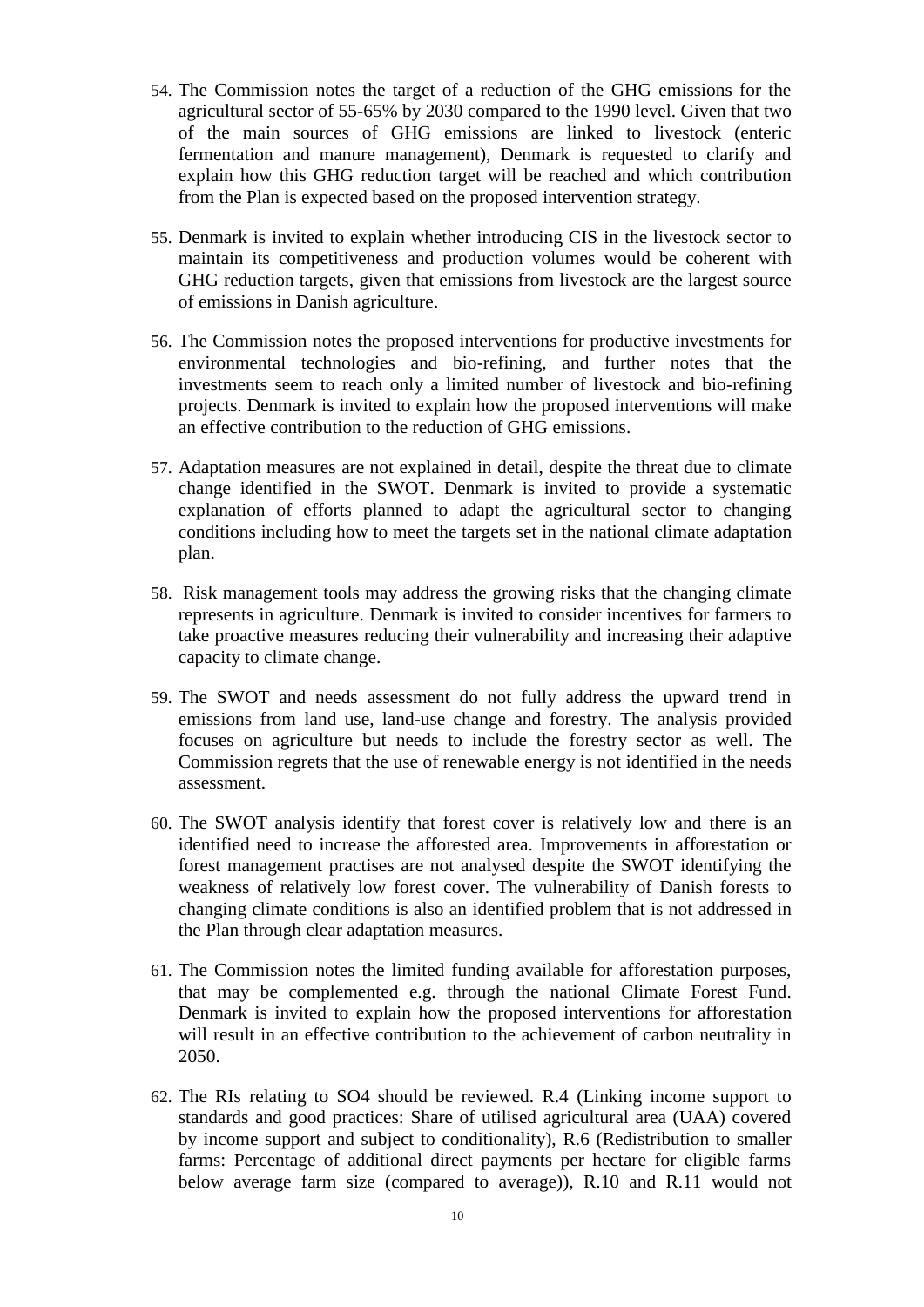54. The Commission notes the target of a reduction of the GHG emissions for the agricultural sector of 55-65% by 2030 compared to the 1990 level. Given that two of the main sources of GHG emissions are linked to livestock (enteric fermentation and manure management), Denmark is requested to clarify and explain how this GHG reduction target will be reached and which contribution from the Plan is expected based on the proposed intervention strategy.

55. Denmark is invited to explain whether introducing CIS in the livestock sector to maintain its competitiveness and production volumes would be coherent with GHG reduction targets, given that emissions from livestock are the largest source of emissions in Danish agriculture.

56. The Commission notes the proposed interventions for productive investments for environmental technologies and bio-refining, and further notes that the investments seem to reach only a limited number of livestock and bio-refining projects. Denmark is invited to explain how the proposed interventions will make an effective contribution to the reduction of GHG emissions.

57. Adaptation measures are not explained in detail, despite the threat due to climate change identified in the SWOT. Denmark is invited to provide a systematic explanation of efforts planned to adapt the agricultural sector to changing conditions including how to meet the targets set in the national climate adaptation plan.

58. Risk management tools may address the growing risks that the changing climate represents in agriculture. Denmark is invited to consider incentives for farmers to take proactive measures reducing their vulnerability and increasing their adaptive capacity to climate change.

59. The SWOT and needs assessment do not fully address the upward trend in emissions from land use, land-use change and forestry. The analysis provided focuses on agriculture but needs to include the forestry sector as well. The Commission regrets that the use of renewable energy is not identified in the needs assessment.

60. The SWOT analysis identify that forest cover is relatively low and there is an identified need to increase the afforested area. Improvements in afforestation or forest management practises are not analysed despite the SWOT identifying the weakness of relatively low forest cover. The vulnerability of Danish forests to changing climate conditions is also an identified problem that is not addressed in the Plan through clear adaptation measures.

61. The Commission notes the limited funding available for afforestation purposes, that may be complemented e.g. through the national Climate Forest Fund. Denmark is invited to explain how the proposed interventions for afforestation will result in an effective contribution to the achievement of carbon neutrality in 2050.

62. The RIs relating to SO4 should be reviewed. R.4 (Linking income support to standards and good practices: Share of utilised agricultural area (UAA) covered by income support and subject to conditionality), R.6 (Redistribution to smaller farms: Percentage of additional direct payments per hectare for eligible farms below average farm size (compared to average)), R.10 and R.11 would not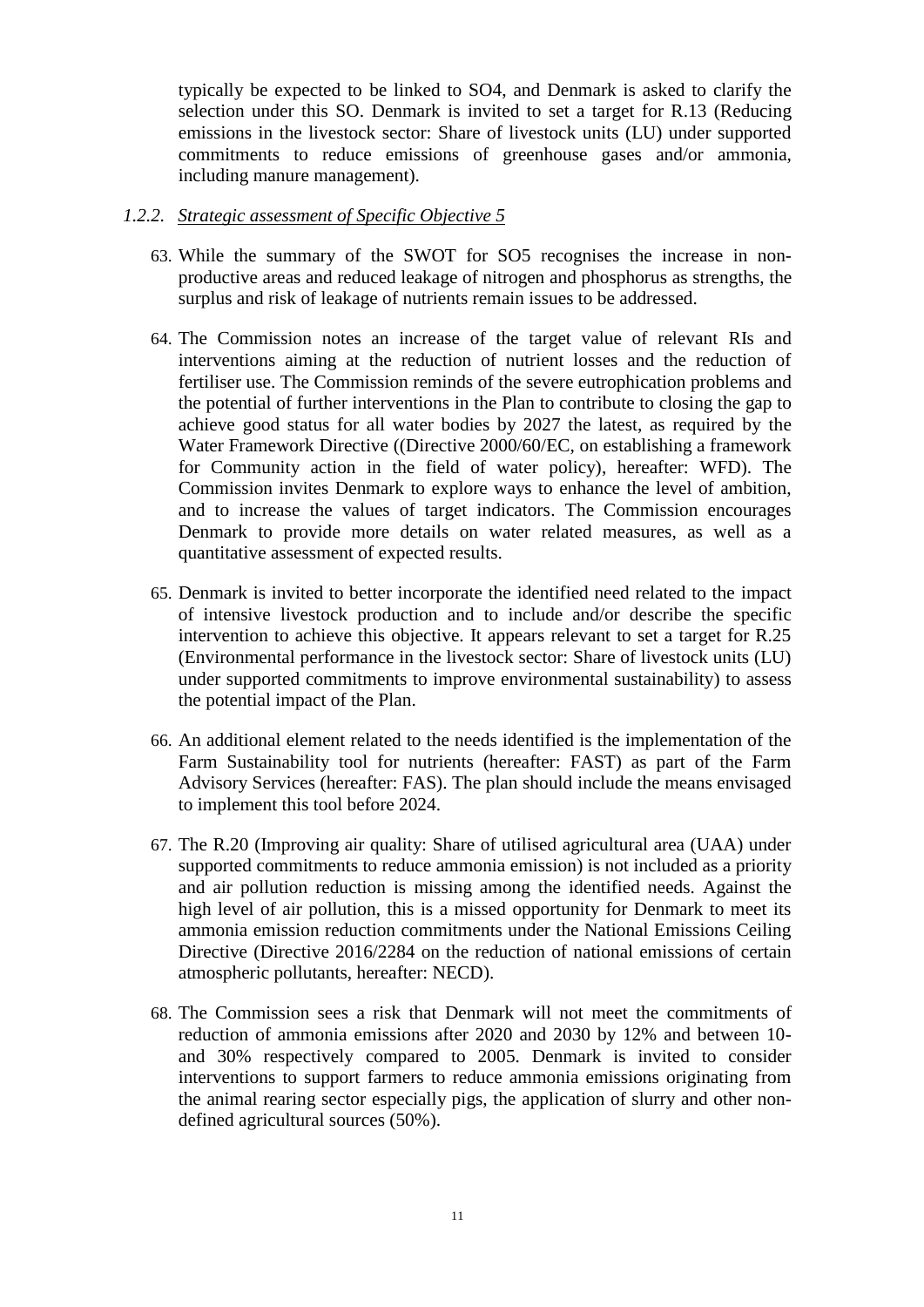typically be expected to be linked to SO4, and Denmark is asked to clarify the selection under this SO. Denmark is invited to set a target for R.13 (Reducing emissions in the livestock sector: Share of livestock units (LU) under supported commitments to reduce emissions of greenhouse gases and/or ammonia, including manure management).

### 1.2.2. *Strategic assessment of Specific Objective 5*

63. While the summary of the SWOT for SO5 recognises the increase in non-productive areas and reduced leakage of nitrogen and phosphorus as strengths, the surplus and risk of leakage of nutrients remain issues to be addressed.

64. The Commission notes an increase of the target value of relevant RIs and interventions aiming at the reduction of nutrient losses and the reduction of fertiliser use. The Commission reminds of the severe eutrophication problems and the potential of further interventions in the Plan to contribute to closing the gap to achieve good status for all water bodies by 2027 the latest, as required by the Water Framework Directive ((Directive 2000/60/EC, on establishing a framework for Community action in the field of water policy), hereafter: WFD). The Commission invites Denmark to explore ways to enhance the level of ambition, and to increase the values of target indicators. The Commission encourages Denmark to provide more details on water related measures, as well as a quantitative assessment of expected results.

65. Denmark is invited to better incorporate the identified need related to the impact of intensive livestock production and to include and/or describe the specific intervention to achieve this objective. It appears relevant to set a target for R.25 (Environmental performance in the livestock sector: Share of livestock units (LU) under supported commitments to improve environmental sustainability) to assess the potential impact of the Plan.

66. An additional element related to the needs identified is the implementation of the Farm Sustainability tool for nutrients (hereafter: FAST) as part of the Farm Advisory Services (hereafter: FAS). The plan should include the means envisaged to implement this tool before 2024.

67. The R.20 (Improving air quality: Share of utilised agricultural area (UAA) under supported commitments to reduce ammonia emission) is not included as a priority and air pollution reduction is missing among the identified needs. Against the high level of air pollution, this is a missed opportunity for Denmark to meet its ammonia emission reduction commitments under the National Emissions Ceiling Directive (Directive 2016/2284 on the reduction of national emissions of certain atmospheric pollutants, hereafter: NECD).

68. The Commission sees a risk that Denmark will not meet the commitments of reduction of ammonia emissions after 2020 and 2030 by 12% and between 10- and 30% respectively compared to 2005. Denmark is invited to consider interventions to support farmers to reduce ammonia emissions originating from the animal rearing sector especially pigs, the application of slurry and other non-defined agricultural sources (50%).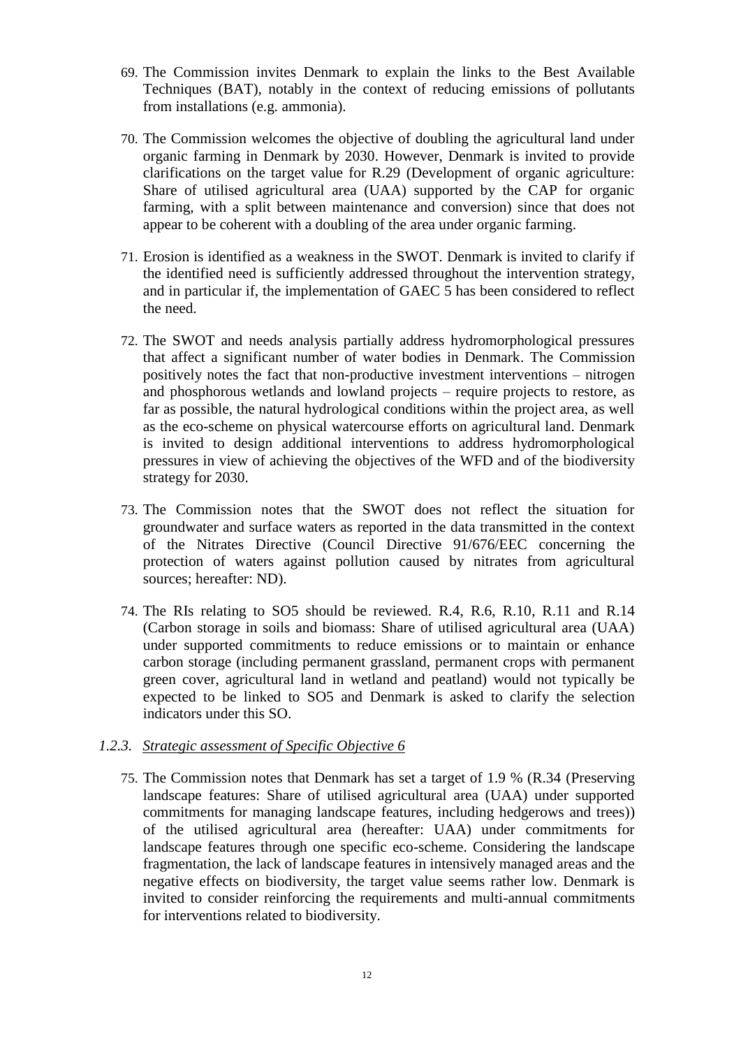69. The Commission invites Denmark to explain the links to the Best Available Techniques (BAT), notably in the context of reducing emissions of pollutants from installations (e.g. ammonia).

70. The Commission welcomes the objective of doubling the agricultural land under organic farming in Denmark by 2030. However, Denmark is invited to provide clarifications on the target value for R.29 (Development of organic agriculture: Share of utilised agricultural area (UAA) supported by the CAP for organic farming, with a split between maintenance and conversion) since that does not appear to be coherent with a doubling of the area under organic farming.

71. Erosion is identified as a weakness in the SWOT. Denmark is invited to clarify if the identified need is sufficiently addressed throughout the intervention strategy, and in particular if, the implementation of GAEC 5 has been considered to reflect the need.

72. The SWOT and needs analysis partially address hydromorphological pressures that affect a significant number of water bodies in Denmark. The Commission positively notes the fact that non-productive investment interventions – nitrogen and phosphorous wetlands and lowland projects – require projects to restore, as far as possible, the natural hydrological conditions within the project area, as well as the eco-scheme on physical watercourse efforts on agricultural land. Denmark is invited to design additional interventions to address hydromorphological pressures in view of achieving the objectives of the WFD and of the biodiversity strategy for 2030.

73. The Commission notes that the SWOT does not reflect the situation for groundwater and surface waters as reported in the data transmitted in the context of the Nitrates Directive (Council Directive 91/676/EEC concerning the protection of waters against pollution caused by nitrates from agricultural sources; hereafter: ND).

74. The RIs relating to SO5 should be reviewed. R.4, R.6, R.10, R.11 and R.14 (Carbon storage in soils and biomass: Share of utilised agricultural area (UAA) under supported commitments to reduce emissions or to maintain or enhance carbon storage (including permanent grassland, permanent crops with permanent green cover, agricultural land in wetland and peatland) would not typically be expected to be linked to SO5 and Denmark is asked to clarify the selection indicators under this SO.

### *1.2.3. Strategic assessment of Specific Objective 6*

75. The Commission notes that Denmark has set a target of 1.9 % (R.34 (Preserving landscape features: Share of utilised agricultural area (UAA) under supported commitments for managing landscape features, including hedgerows and trees)) of the utilised agricultural area (hereafter: UAA) under commitments for landscape features through one specific eco-scheme. Considering the landscape fragmentation, the lack of landscape features in intensively managed areas and the negative effects on biodiversity, the target value seems rather low. Denmark is invited to consider reinforcing the requirements and multi-annual commitments for interventions related to biodiversity.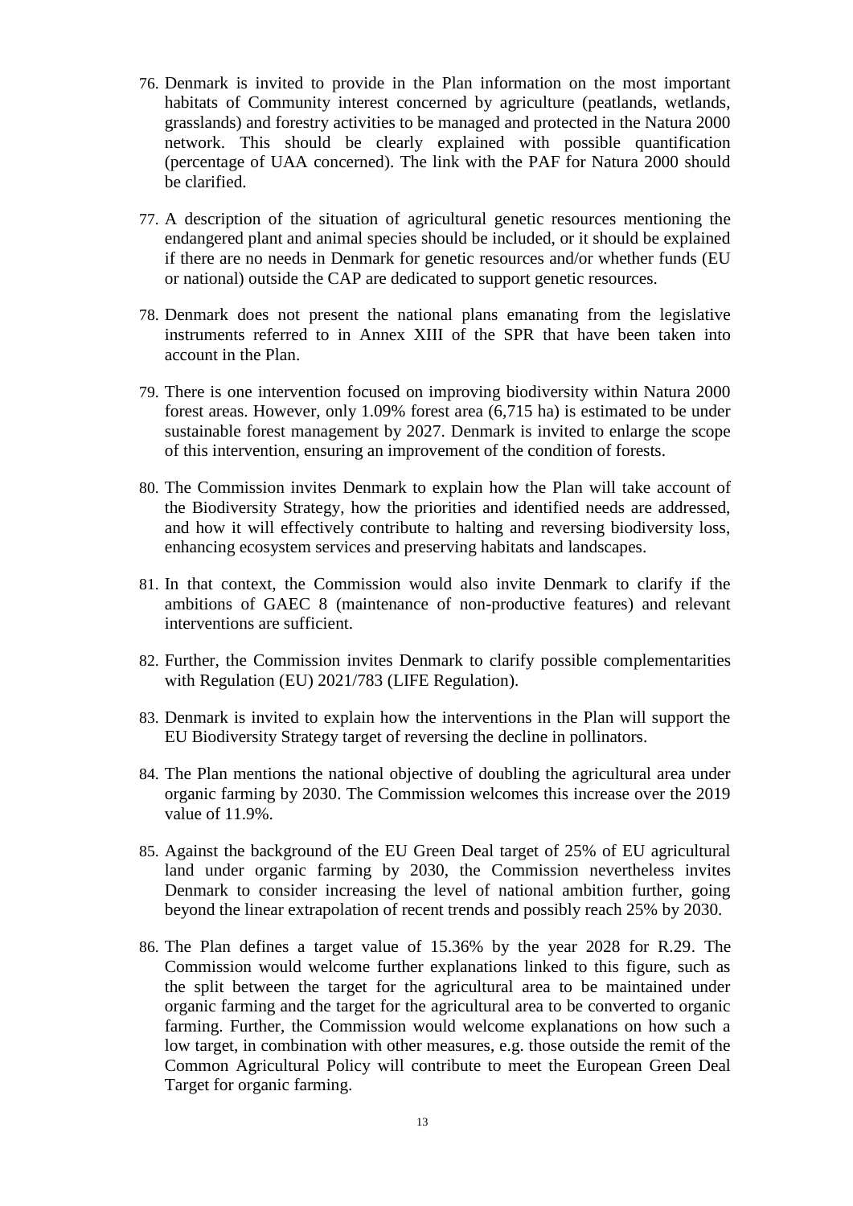76. Denmark is invited to provide in the Plan information on the most important habitats of Community interest concerned by agriculture (peatlands, wetlands, grasslands) and forestry activities to be managed and protected in the Natura 2000 network. This should be clearly explained with possible quantification (percentage of UAA concerned). The link with the PAF for Natura 2000 should be clarified.

77. A description of the situation of agricultural genetic resources mentioning the endangered plant and animal species should be included, or it should be explained if there are no needs in Denmark for genetic resources and/or whether funds (EU or national) outside the CAP are dedicated to support genetic resources.

78. Denmark does not present the national plans emanating from the legislative instruments referred to in Annex XIII of the SPR that have been taken into account in the Plan.

79. There is one intervention focused on improving biodiversity within Natura 2000 forest areas. However, only 1.09% forest area (6,715 ha) is estimated to be under sustainable forest management by 2027. Denmark is invited to enlarge the scope of this intervention, ensuring an improvement of the condition of forests.

80. The Commission invites Denmark to explain how the Plan will take account of the Biodiversity Strategy, how the priorities and identified needs are addressed, and how it will effectively contribute to halting and reversing biodiversity loss, enhancing ecosystem services and preserving habitats and landscapes.

81. In that context, the Commission would also invite Denmark to clarify if the ambitions of GAEC 8 (maintenance of non-productive features) and relevant interventions are sufficient.

82. Further, the Commission invites Denmark to clarify possible complementarities with Regulation (EU) 2021/783 (LIFE Regulation).

83. Denmark is invited to explain how the interventions in the Plan will support the EU Biodiversity Strategy target of reversing the decline in pollinators.

84. The Plan mentions the national objective of doubling the agricultural area under organic farming by 2030. The Commission welcomes this increase over the 2019 value of 11.9%.

85. Against the background of the EU Green Deal target of 25% of EU agricultural land under organic farming by 2030, the Commission nevertheless invites Denmark to consider increasing the level of national ambition further, going beyond the linear extrapolation of recent trends and possibly reach 25% by 2030.

86. The Plan defines a target value of 15.36% by the year 2028 for R.29. The Commission would welcome further explanations linked to this figure, such as the split between the target for the agricultural area to be maintained under organic farming and the target for the agricultural area to be converted to organic farming. Further, the Commission would welcome explanations on how such a low target, in combination with other measures, e.g. those outside the remit of the Common Agricultural Policy will contribute to meet the European Green Deal Target for organic farming.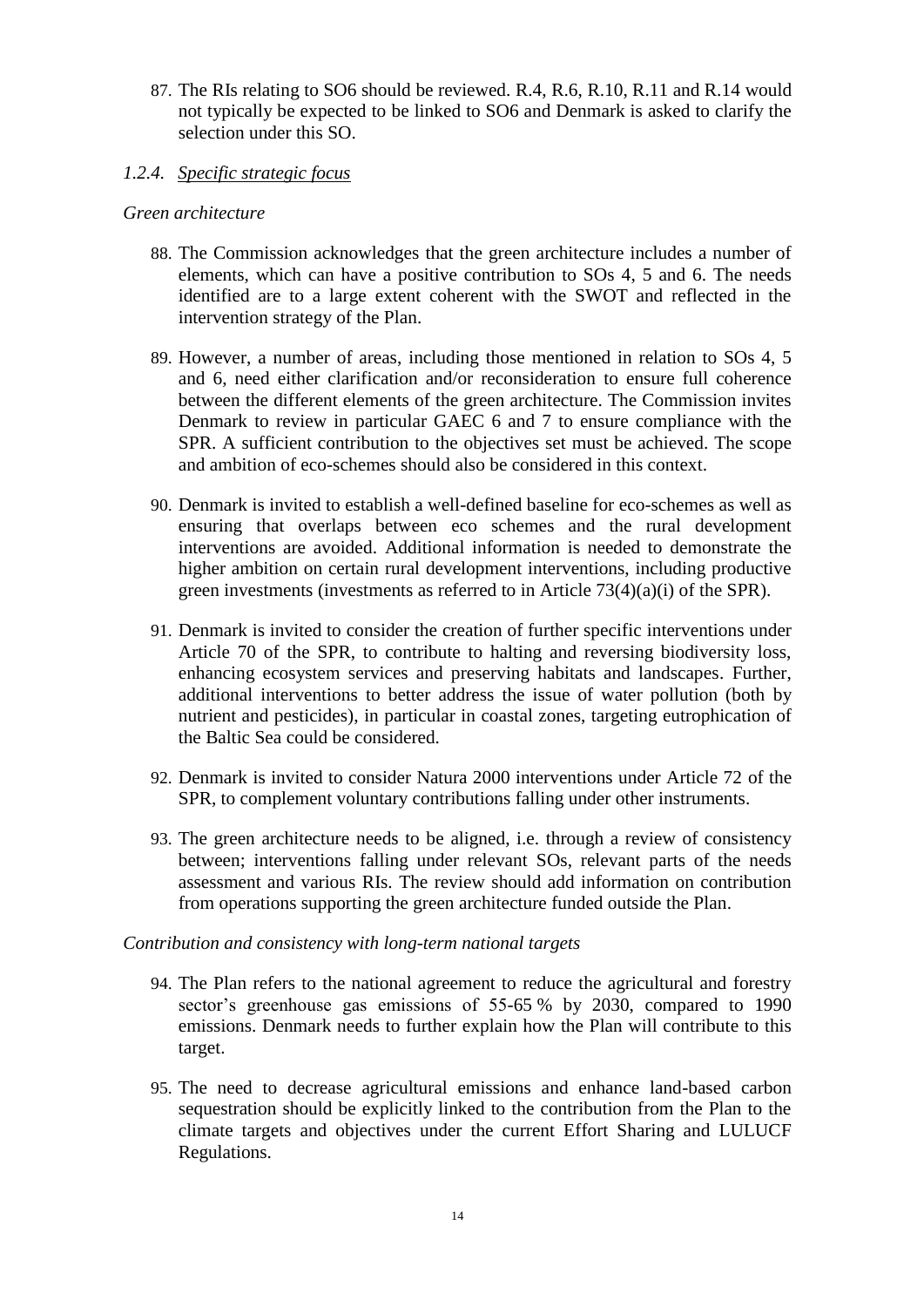87. The RIs relating to SO6 should be reviewed. R.4, R.6, R.10, R.11 and R.14 would not typically be expected to be linked to SO6 and Denmark is asked to clarify the selection under this SO.

### *1.2.4. Specific strategic focus*

*Green architecture*

88. The Commission acknowledges that the green architecture includes a number of elements, which can have a positive contribution to SOs 4, 5 and 6. The needs identified are to a large extent coherent with the SWOT and reflected in the intervention strategy of the Plan.

89. However, a number of areas, including those mentioned in relation to SOs 4, 5 and 6, need either clarification and/or reconsideration to ensure full coherence between the different elements of the green architecture. The Commission invites Denmark to review in particular GAEC 6 and 7 to ensure compliance with the SPR. A sufficient contribution to the objectives set must be achieved. The scope and ambition of eco-schemes should also be considered in this context.

90. Denmark is invited to establish a well-defined baseline for eco-schemes as well as ensuring that overlaps between eco schemes and the rural development interventions are avoided. Additional information is needed to demonstrate the higher ambition on certain rural development interventions, including productive green investments (investments as referred to in Article 73(4)(a)(i) of the SPR).

91. Denmark is invited to consider the creation of further specific interventions under Article 70 of the SPR, to contribute to halting and reversing biodiversity loss, enhancing ecosystem services and preserving habitats and landscapes. Further, additional interventions to better address the issue of water pollution (both by nutrient and pesticides), in particular in coastal zones, targeting eutrophication of the Baltic Sea could be considered.

92. Denmark is invited to consider Natura 2000 interventions under Article 72 of the SPR, to complement voluntary contributions falling under other instruments.

93. The green architecture needs to be aligned, i.e. through a review of consistency between; interventions falling under relevant SOs, relevant parts of the needs assessment and various RIs. The review should add information on contribution from operations supporting the green architecture funded outside the Plan.

*Contribution and consistency with long-term national targets*

94. The Plan refers to the national agreement to reduce the agricultural and forestry sector's greenhouse gas emissions of 55-65 % by 2030, compared to 1990 emissions. Denmark needs to further explain how the Plan will contribute to this target.

95. The need to decrease agricultural emissions and enhance land-based carbon sequestration should be explicitly linked to the contribution from the Plan to the climate targets and objectives under the current Effort Sharing and LULUCF Regulations.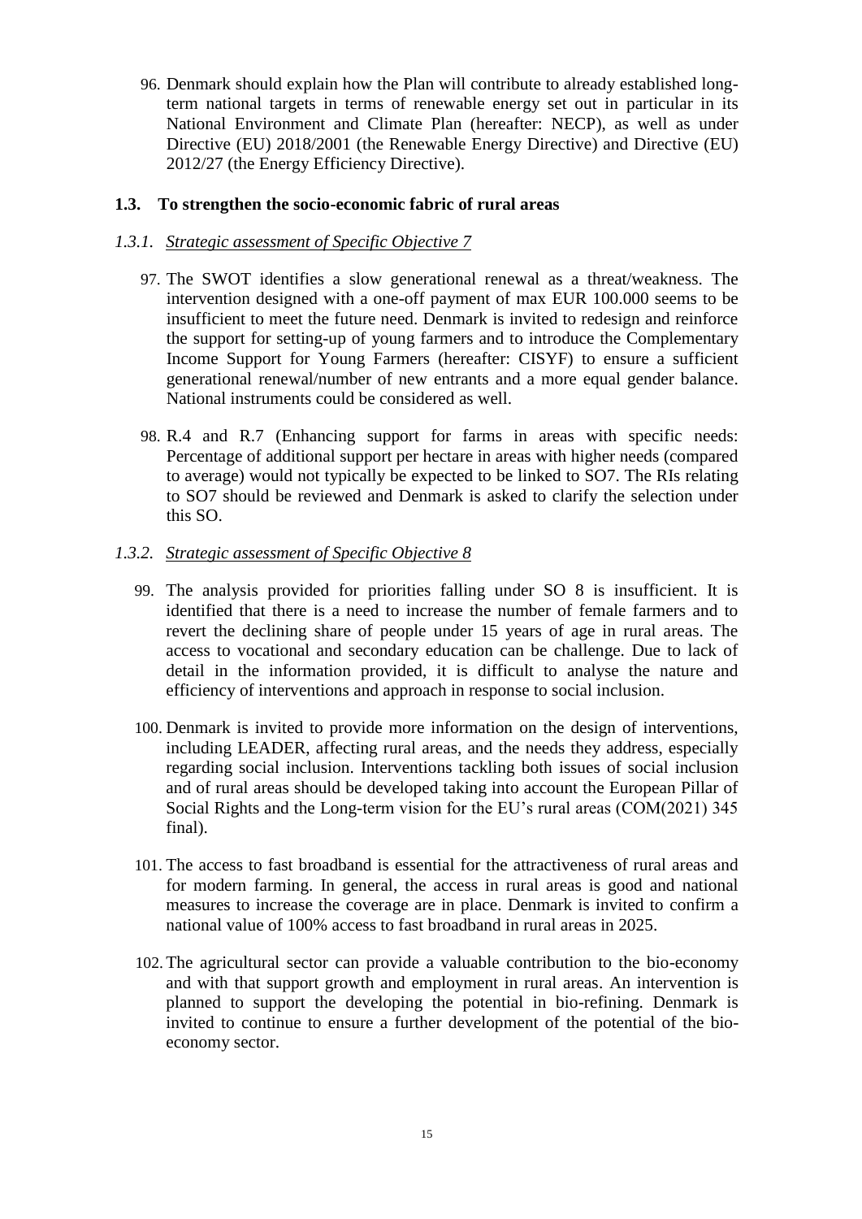96. Denmark should explain how the Plan will contribute to already established long-term national targets in terms of renewable energy set out in particular in its National Environment and Climate Plan (hereafter: NECP), as well as under Directive (EU) 2018/2001 (the Renewable Energy Directive) and Directive (EU) 2012/27 (the Energy Efficiency Directive).

## 1.3. To strengthen the socio-economic fabric of rural areas

### *1.3.1. Strategic assessment of Specific Objective 7*

97. The SWOT identifies a slow generational renewal as a threat/weakness. The intervention designed with a one-off payment of max EUR 100.000 seems to be insufficient to meet the future need. Denmark is invited to redesign and reinforce the support for setting-up of young farmers and to introduce the Complementary Income Support for Young Farmers (hereafter: CISYF) to ensure a sufficient generational renewal/number of new entrants and a more equal gender balance. National instruments could be considered as well.

98. R.4 and R.7 (Enhancing support for farms in areas with specific needs: Percentage of additional support per hectare in areas with higher needs (compared to average) would not typically be expected to be linked to SO7. The RIs relating to SO7 should be reviewed and Denmark is asked to clarify the selection under this SO.

### *1.3.2. Strategic assessment of Specific Objective 8*

99. The analysis provided for priorities falling under SO 8 is insufficient. It is identified that there is a need to increase the number of female farmers and to revert the declining share of people under 15 years of age in rural areas. The access to vocational and secondary education can be challenge. Due to lack of detail in the information provided, it is difficult to analyse the nature and efficiency of interventions and approach in response to social inclusion.

100. Denmark is invited to provide more information on the design of interventions, including LEADER, affecting rural areas, and the needs they address, especially regarding social inclusion. Interventions tackling both issues of social inclusion and of rural areas should be developed taking into account the European Pillar of Social Rights and the Long-term vision for the EU's rural areas (COM(2021) 345 final).

101. The access to fast broadband is essential for the attractiveness of rural areas and for modern farming. In general, the access in rural areas is good and national measures to increase the coverage are in place. Denmark is invited to confirm a national value of 100% access to fast broadband in rural areas in 2025.

102. The agricultural sector can provide a valuable contribution to the bio-economy and with that support growth and employment in rural areas. An intervention is planned to support the developing the potential in bio-refining. Denmark is invited to continue to ensure a further development of the potential of the bio-economy sector.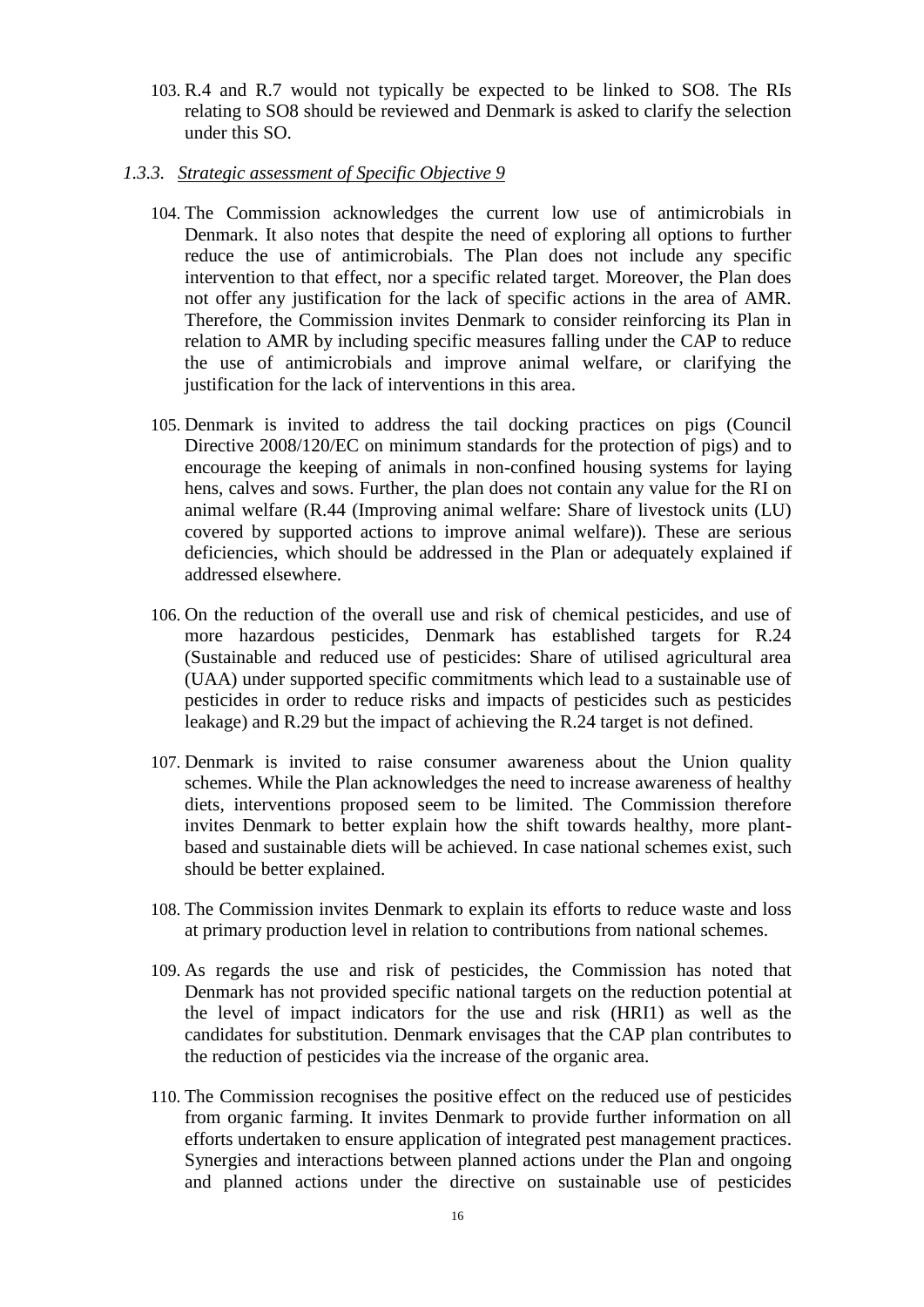103. R.4 and R.7 would not typically be expected to be linked to SO8. The RIs relating to SO8 should be reviewed and Denmark is asked to clarify the selection under this SO.

### 1.3.3. *Strategic assessment of Specific Objective 9*

104. The Commission acknowledges the current low use of antimicrobials in Denmark. It also notes that despite the need of exploring all options to further reduce the use of antimicrobials. The Plan does not include any specific intervention to that effect, nor a specific related target. Moreover, the Plan does not offer any justification for the lack of specific actions in the area of AMR. Therefore, the Commission invites Denmark to consider reinforcing its Plan in relation to AMR by including specific measures falling under the CAP to reduce the use of antimicrobials and improve animal welfare, or clarifying the justification for the lack of interventions in this area.

105. Denmark is invited to address the tail docking practices on pigs (Council Directive 2008/120/EC on minimum standards for the protection of pigs) and to encourage the keeping of animals in non-confined housing systems for laying hens, calves and sows. Further, the plan does not contain any value for the RI on animal welfare (R.44 (Improving animal welfare: Share of livestock units (LU) covered by supported actions to improve animal welfare)). These are serious deficiencies, which should be addressed in the Plan or adequately explained if addressed elsewhere.

106. On the reduction of the overall use and risk of chemical pesticides, and use of more hazardous pesticides, Denmark has established targets for R.24 (Sustainable and reduced use of pesticides: Share of utilised agricultural area (UAA) under supported specific commitments which lead to a sustainable use of pesticides in order to reduce risks and impacts of pesticides such as pesticides leakage) and R.29 but the impact of achieving the R.24 target is not defined.

107. Denmark is invited to raise consumer awareness about the Union quality schemes. While the Plan acknowledges the need to increase awareness of healthy diets, interventions proposed seem to be limited. The Commission therefore invites Denmark to better explain how the shift towards healthy, more plant-based and sustainable diets will be achieved. In case national schemes exist, such should be better explained.

108. The Commission invites Denmark to explain its efforts to reduce waste and loss at primary production level in relation to contributions from national schemes.

109. As regards the use and risk of pesticides, the Commission has noted that Denmark has not provided specific national targets on the reduction potential at the level of impact indicators for the use and risk (HRI1) as well as the candidates for substitution. Denmark envisages that the CAP plan contributes to the reduction of pesticides via the increase of the organic area.

110. The Commission recognises the positive effect on the reduced use of pesticides from organic farming. It invites Denmark to provide further information on all efforts undertaken to ensure application of integrated pest management practices. Synergies and interactions between planned actions under the Plan and ongoing and planned actions under the directive on sustainable use of pesticides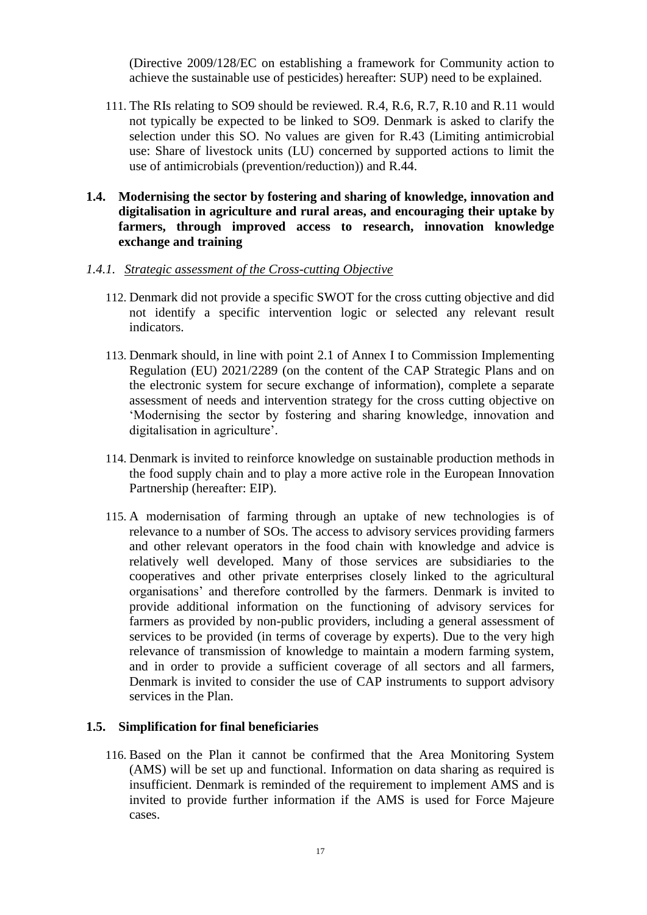(Directive 2009/128/EC on establishing a framework for Community action to achieve the sustainable use of pesticides) hereafter: SUP) need to be explained.

111. The RIs relating to SO9 should be reviewed. R.4, R.6, R.7, R.10 and R.11 would not typically be expected to be linked to SO9. Denmark is asked to clarify the selection under this SO. No values are given for R.43 (Limiting antimicrobial use: Share of livestock units (LU) concerned by supported actions to limit the use of antimicrobials (prevention/reduction)) and R.44.

### 1.4. Modernising the sector by fostering and sharing of knowledge, innovation and digitalisation in agriculture and rural areas, and encouraging their uptake by farmers, through improved access to research, innovation knowledge exchange and training

#### *1.4.1. Strategic assessment of the Cross-cutting Objective*

112. Denmark did not provide a specific SWOT for the cross cutting objective and did not identify a specific intervention logic or selected any relevant result indicators.

113. Denmark should, in line with point 2.1 of Annex I to Commission Implementing Regulation (EU) 2021/2289 (on the content of the CAP Strategic Plans and on the electronic system for secure exchange of information), complete a separate assessment of needs and intervention strategy for the cross cutting objective on 'Modernising the sector by fostering and sharing knowledge, innovation and digitalisation in agriculture'.

114. Denmark is invited to reinforce knowledge on sustainable production methods in the food supply chain and to play a more active role in the European Innovation Partnership (hereafter: EIP).

115. A modernisation of farming through an uptake of new technologies is of relevance to a number of SOs. The access to advisory services providing farmers and other relevant operators in the food chain with knowledge and advice is relatively well developed. Many of those services are subsidiaries to the cooperatives and other private enterprises closely linked to the agricultural organisations' and therefore controlled by the farmers. Denmark is invited to provide additional information on the functioning of advisory services for farmers as provided by non-public providers, including a general assessment of services to be provided (in terms of coverage by experts). Due to the very high relevance of transmission of knowledge to maintain a modern farming system, and in order to provide a sufficient coverage of all sectors and all farmers, Denmark is invited to consider the use of CAP instruments to support advisory services in the Plan.

### 1.5. Simplification for final beneficiaries

116. Based on the Plan it cannot be confirmed that the Area Monitoring System (AMS) will be set up and functional. Information on data sharing as required is insufficient. Denmark is reminded of the requirement to implement AMS and is invited to provide further information if the AMS is used for Force Majeure cases.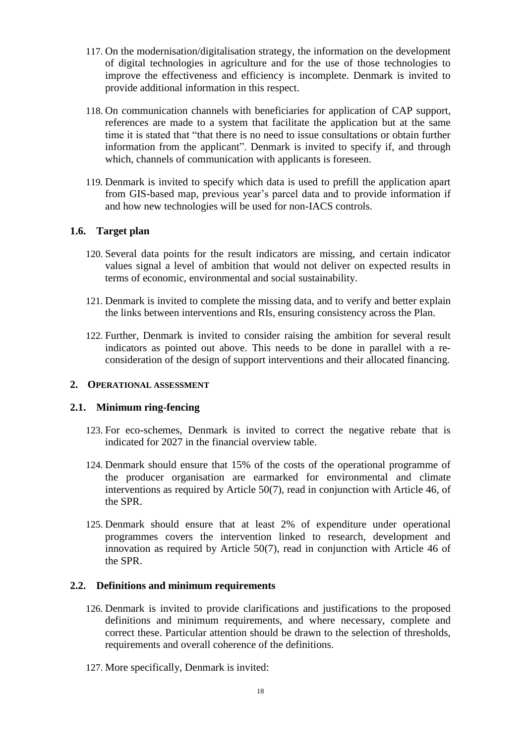117. On the modernisation/digitalisation strategy, the information on the development of digital technologies in agriculture and for the use of those technologies to improve the effectiveness and efficiency is incomplete. Denmark is invited to provide additional information in this respect.

118. On communication channels with beneficiaries for application of CAP support, references are made to a system that facilitate the application but at the same time it is stated that "that there is no need to issue consultations or obtain further information from the applicant". Denmark is invited to specify if, and through which, channels of communication with applicants is foreseen.

119. Denmark is invited to specify which data is used to prefill the application apart from GIS-based map, previous year's parcel data and to provide information if and how new technologies will be used for non-IACS controls.

### 1.6. Target plan

120. Several data points for the result indicators are missing, and certain indicator values signal a level of ambition that would not deliver on expected results in terms of economic, environmental and social sustainability.

121. Denmark is invited to complete the missing data, and to verify and better explain the links between interventions and RIs, ensuring consistency across the Plan.

122. Further, Denmark is invited to consider raising the ambition for several result indicators as pointed out above. This needs to be done in parallel with a re-consideration of the design of support interventions and their allocated financing.

## 2. OPERATIONAL ASSESSMENT

### 2.1. Minimum ring-fencing

123. For eco-schemes, Denmark is invited to correct the negative rebate that is indicated for 2027 in the financial overview table.

124. Denmark should ensure that 15% of the costs of the operational programme of the producer organisation are earmarked for environmental and climate interventions as required by Article 50(7), read in conjunction with Article 46, of the SPR.

125. Denmark should ensure that at least 2% of expenditure under operational programmes covers the intervention linked to research, development and innovation as required by Article 50(7), read in conjunction with Article 46 of the SPR.

### 2.2. Definitions and minimum requirements

126. Denmark is invited to provide clarifications and justifications to the proposed definitions and minimum requirements, and where necessary, complete and correct these. Particular attention should be drawn to the selection of thresholds, requirements and overall coherence of the definitions.

127. More specifically, Denmark is invited: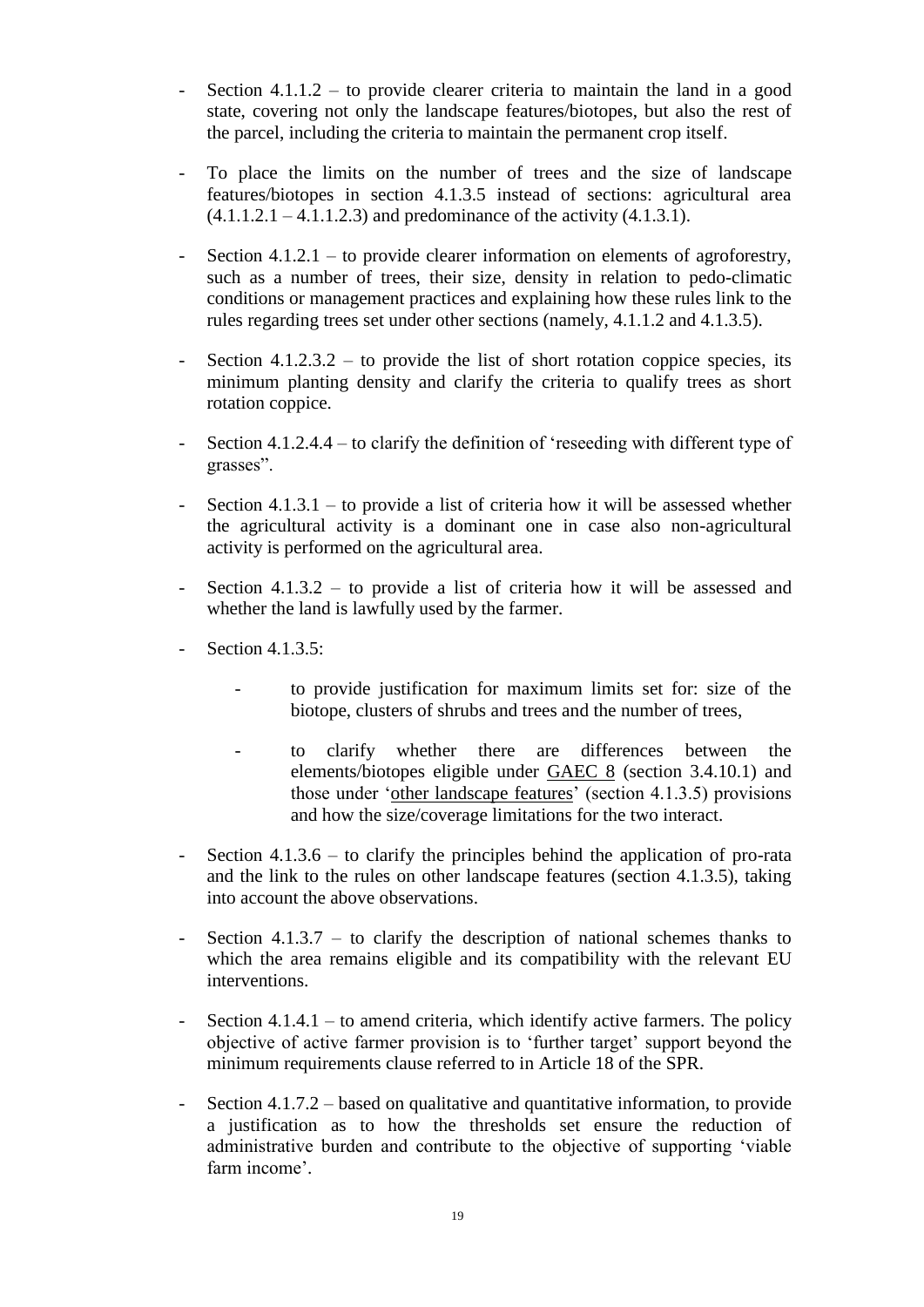- Section 4.1.1.2 – to provide clearer criteria to maintain the land in a good state, covering not only the landscape features/biotopes, but also the rest of the parcel, including the criteria to maintain the permanent crop itself.
- To place the limits on the number of trees and the size of landscape features/biotopes in section 4.1.3.5 instead of sections: agricultural area (4.1.1.2.1 – 4.1.1.2.3) and predominance of the activity (4.1.3.1).
- Section 4.1.2.1 – to provide clearer information on elements of agroforestry, such as a number of trees, their size, density in relation to pedo-climatic conditions or management practices and explaining how these rules link to the rules regarding trees set under other sections (namely, 4.1.1.2 and 4.1.3.5).
- Section 4.1.2.3.2 – to provide the list of short rotation coppice species, its minimum planting density and clarify the criteria to qualify trees as short rotation coppice.
- Section 4.1.2.4.4 – to clarify the definition of 'reseeding with different type of grasses".
- Section 4.1.3.1 – to provide a list of criteria how it will be assessed whether the agricultural activity is a dominant one in case also non-agricultural activity is performed on the agricultural area.
- Section 4.1.3.2 – to provide a list of criteria how it will be assessed and whether the land is lawfully used by the farmer.
- Section 4.1.3.5:
  - to provide justification for maximum limits set for: size of the biotope, clusters of shrubs and trees and the number of trees,
  - to clarify whether there are differences between the elements/biotopes eligible under GAEC 8 (section 3.4.10.1) and those under 'other landscape features' (section 4.1.3.5) provisions and how the size/coverage limitations for the two interact.
- Section 4.1.3.6 – to clarify the principles behind the application of pro-rata and the link to the rules on other landscape features (section 4.1.3.5), taking into account the above observations.
- Section 4.1.3.7 – to clarify the description of national schemes thanks to which the area remains eligible and its compatibility with the relevant EU interventions.
- Section 4.1.4.1 – to amend criteria, which identify active farmers. The policy objective of active farmer provision is to 'further target' support beyond the minimum requirements clause referred to in Article 18 of the SPR.
- Section 4.1.7.2 – based on qualitative and quantitative information, to provide a justification as to how the thresholds set ensure the reduction of administrative burden and contribute to the objective of supporting 'viable farm income'.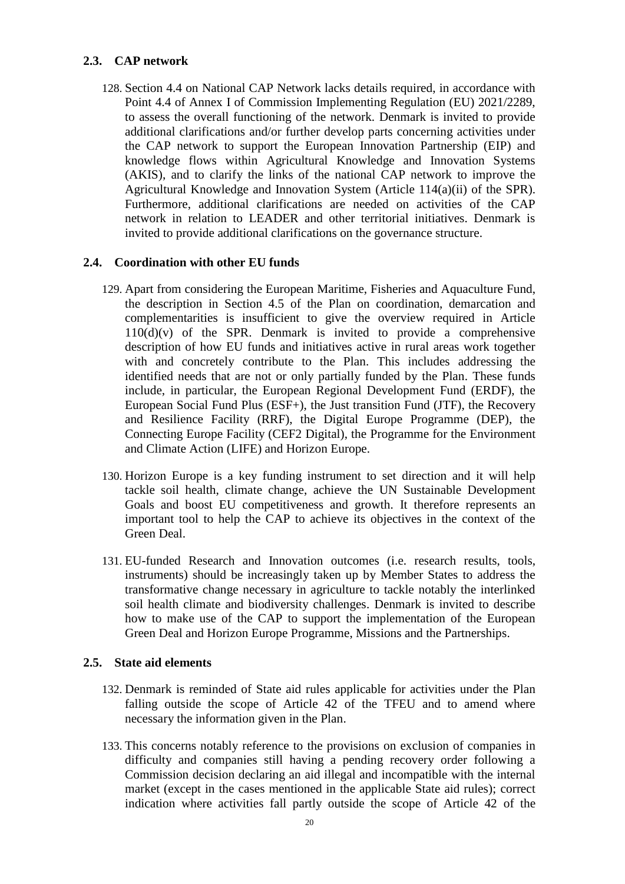### 2.3. CAP network

128. Section 4.4 on National CAP Network lacks details required, in accordance with Point 4.4 of Annex I of Commission Implementing Regulation (EU) 2021/2289, to assess the overall functioning of the network. Denmark is invited to provide additional clarifications and/or further develop parts concerning activities under the CAP network to support the European Innovation Partnership (EIP) and knowledge flows within Agricultural Knowledge and Innovation Systems (AKIS), and to clarify the links of the national CAP network to improve the Agricultural Knowledge and Innovation System (Article 114(a)(ii) of the SPR). Furthermore, additional clarifications are needed on activities of the CAP network in relation to LEADER and other territorial initiatives. Denmark is invited to provide additional clarifications on the governance structure.

### 2.4. Coordination with other EU funds

129. Apart from considering the European Maritime, Fisheries and Aquaculture Fund, the description in Section 4.5 of the Plan on coordination, demarcation and complementarities is insufficient to give the overview required in Article 110(d)(v) of the SPR. Denmark is invited to provide a comprehensive description of how EU funds and initiatives active in rural areas work together with and concretely contribute to the Plan. This includes addressing the identified needs that are not or only partially funded by the Plan. These funds include, in particular, the European Regional Development Fund (ERDF), the European Social Fund Plus (ESF+), the Just transition Fund (JTF), the Recovery and Resilience Facility (RRF), the Digital Europe Programme (DEP), the Connecting Europe Facility (CEF2 Digital), the Programme for the Environment and Climate Action (LIFE) and Horizon Europe.

130. Horizon Europe is a key funding instrument to set direction and it will help tackle soil health, climate change, achieve the UN Sustainable Development Goals and boost EU competitiveness and growth. It therefore represents an important tool to help the CAP to achieve its objectives in the context of the Green Deal.

131. EU-funded Research and Innovation outcomes (i.e. research results, tools, instruments) should be increasingly taken up by Member States to address the transformative change necessary in agriculture to tackle notably the interlinked soil health climate and biodiversity challenges. Denmark is invited to describe how to make use of the CAP to support the implementation of the European Green Deal and Horizon Europe Programme, Missions and the Partnerships.

### 2.5. State aid elements

132. Denmark is reminded of State aid rules applicable for activities under the Plan falling outside the scope of Article 42 of the TFEU and to amend where necessary the information given in the Plan.

133. This concerns notably reference to the provisions on exclusion of companies in difficulty and companies still having a pending recovery order following a Commission decision declaring an aid illegal and incompatible with the internal market (except in the cases mentioned in the applicable State aid rules); correct indication where activities fall partly outside the scope of Article 42 of the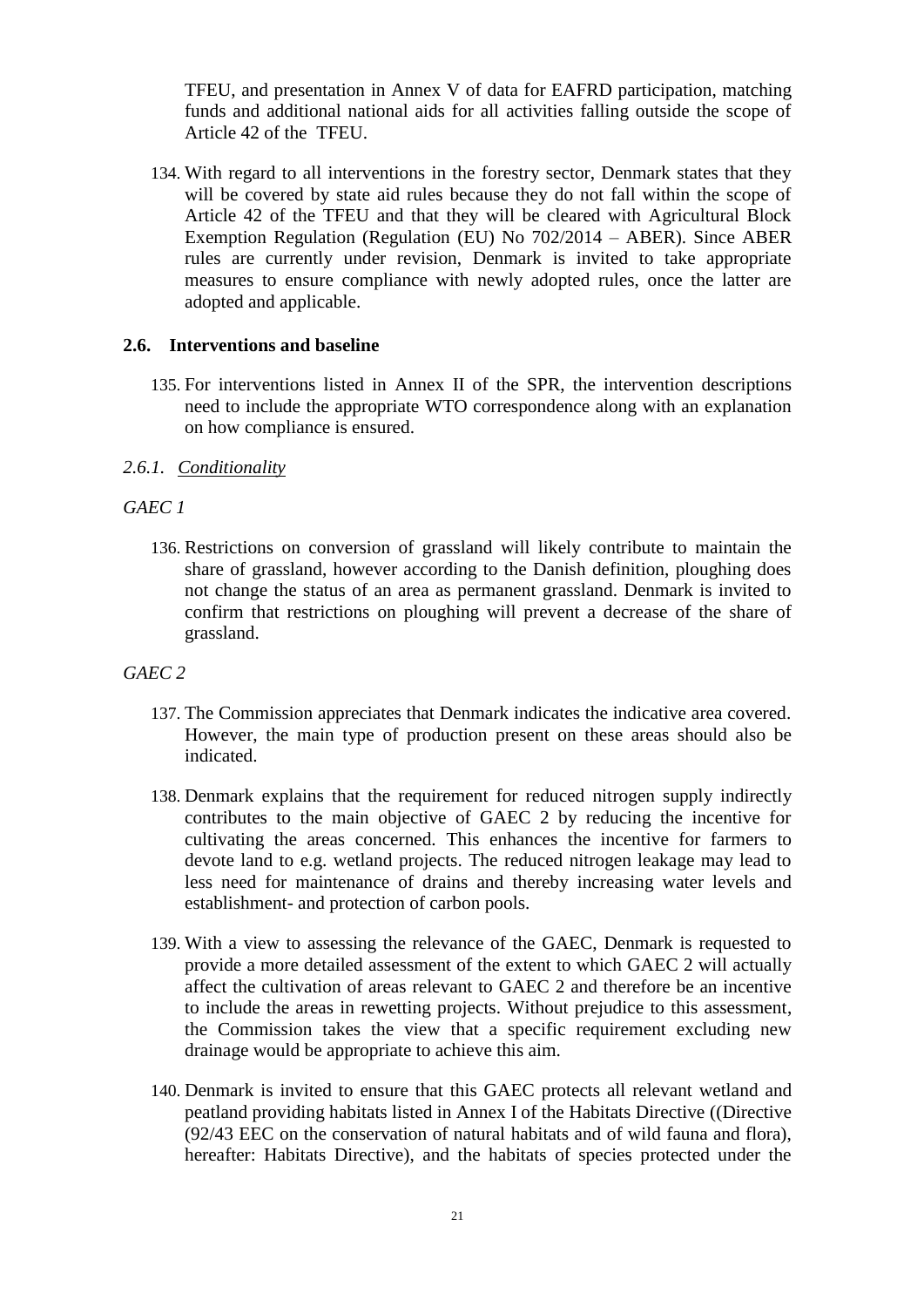TFEU, and presentation in Annex V of data for EAFRD participation, matching funds and additional national aids for all activities falling outside the scope of Article 42 of the TFEU.

134. With regard to all interventions in the forestry sector, Denmark states that they will be covered by state aid rules because they do not fall within the scope of Article 42 of the TFEU and that they will be cleared with Agricultural Block Exemption Regulation (Regulation (EU) No 702/2014 – ABER). Since ABER rules are currently under revision, Denmark is invited to take appropriate measures to ensure compliance with newly adopted rules, once the latter are adopted and applicable.

## 2.6. Interventions and baseline

135. For interventions listed in Annex II of the SPR, the intervention descriptions need to include the appropriate WTO correspondence along with an explanation on how compliance is ensured.

### *2.6.1. Conditionality*

*GAEC 1*

136. Restrictions on conversion of grassland will likely contribute to maintain the share of grassland, however according to the Danish definition, ploughing does not change the status of an area as permanent grassland. Denmark is invited to confirm that restrictions on ploughing will prevent a decrease of the share of grassland.

*GAEC 2*

137. The Commission appreciates that Denmark indicates the indicative area covered. However, the main type of production present on these areas should also be indicated.

138. Denmark explains that the requirement for reduced nitrogen supply indirectly contributes to the main objective of GAEC 2 by reducing the incentive for cultivating the areas concerned. This enhances the incentive for farmers to devote land to e.g. wetland projects. The reduced nitrogen leakage may lead to less need for maintenance of drains and thereby increasing water levels and establishment- and protection of carbon pools.

139. With a view to assessing the relevance of the GAEC, Denmark is requested to provide a more detailed assessment of the extent to which GAEC 2 will actually affect the cultivation of areas relevant to GAEC 2 and therefore be an incentive to include the areas in rewetting projects. Without prejudice to this assessment, the Commission takes the view that a specific requirement excluding new drainage would be appropriate to achieve this aim.

140. Denmark is invited to ensure that this GAEC protects all relevant wetland and peatland providing habitats listed in Annex I of the Habitats Directive ((Directive (92/43 EEC on the conservation of natural habitats and of wild fauna and flora), hereafter: Habitats Directive), and the habitats of species protected under the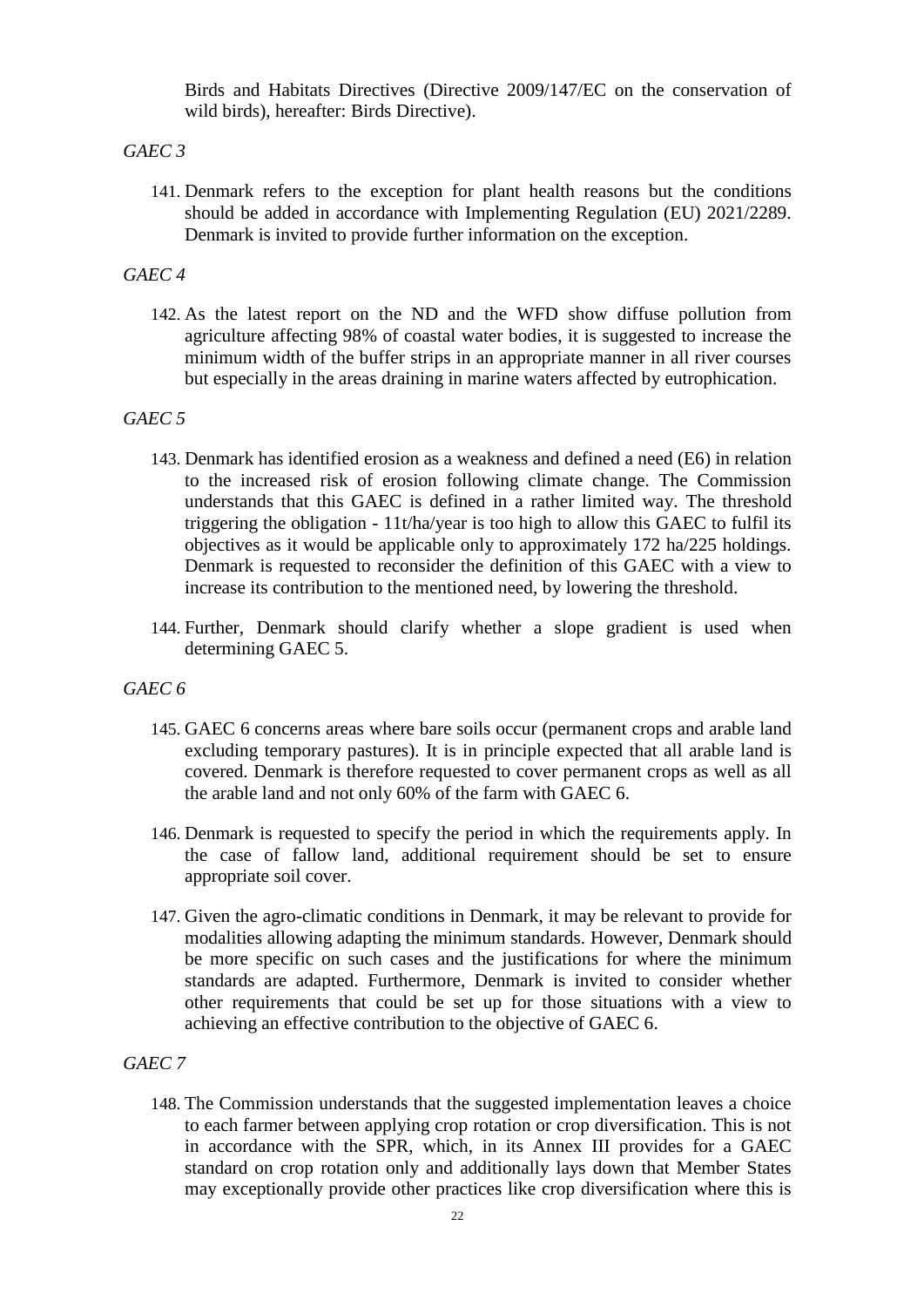Birds and Habitats Directives (Directive 2009/147/EC on the conservation of wild birds), hereafter: Birds Directive).

*GAEC 3*

141. Denmark refers to the exception for plant health reasons but the conditions should be added in accordance with Implementing Regulation (EU) 2021/2289. Denmark is invited to provide further information on the exception.

*GAEC 4*

142. As the latest report on the ND and the WFD show diffuse pollution from agriculture affecting 98% of coastal water bodies, it is suggested to increase the minimum width of the buffer strips in an appropriate manner in all river courses but especially in the areas draining in marine waters affected by eutrophication.

*GAEC 5*

143. Denmark has identified erosion as a weakness and defined a need (E6) in relation to the increased risk of erosion following climate change. The Commission understands that this GAEC is defined in a rather limited way. The threshold triggering the obligation - 11t/ha/year is too high to allow this GAEC to fulfil its objectives as it would be applicable only to approximately 172 ha/225 holdings. Denmark is requested to reconsider the definition of this GAEC with a view to increase its contribution to the mentioned need, by lowering the threshold.

144. Further, Denmark should clarify whether a slope gradient is used when determining GAEC 5.

*GAEC 6*

145. GAEC 6 concerns areas where bare soils occur (permanent crops and arable land excluding temporary pastures). It is in principle expected that all arable land is covered. Denmark is therefore requested to cover permanent crops as well as all the arable land and not only 60% of the farm with GAEC 6.

146. Denmark is requested to specify the period in which the requirements apply. In the case of fallow land, additional requirement should be set to ensure appropriate soil cover.

147. Given the agro-climatic conditions in Denmark, it may be relevant to provide for modalities allowing adapting the minimum standards. However, Denmark should be more specific on such cases and the justifications for where the minimum standards are adapted. Furthermore, Denmark is invited to consider whether other requirements that could be set up for those situations with a view to achieving an effective contribution to the objective of GAEC 6.

*GAEC 7*

148. The Commission understands that the suggested implementation leaves a choice to each farmer between applying crop rotation or crop diversification. This is not in accordance with the SPR, which, in its Annex III provides for a GAEC standard on crop rotation only and additionally lays down that Member States may exceptionally provide other practices like crop diversification where this is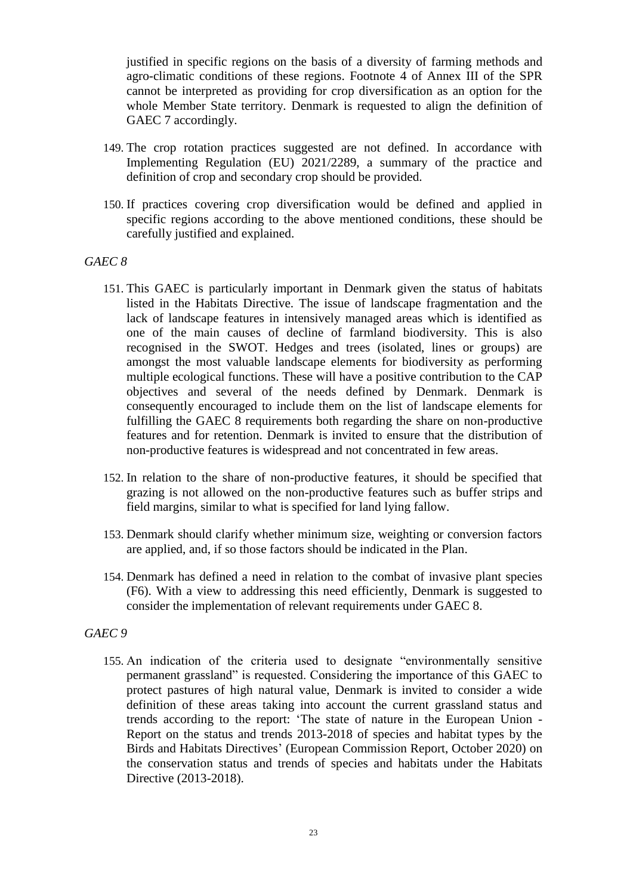justified in specific regions on the basis of a diversity of farming methods and agro-climatic conditions of these regions. Footnote 4 of Annex III of the SPR cannot be interpreted as providing for crop diversification as an option for the whole Member State territory. Denmark is requested to align the definition of GAEC 7 accordingly.

149. The crop rotation practices suggested are not defined. In accordance with Implementing Regulation (EU) 2021/2289, a summary of the practice and definition of crop and secondary crop should be provided.

150. If practices covering crop diversification would be defined and applied in specific regions according to the above mentioned conditions, these should be carefully justified and explained.

*GAEC 8*

151. This GAEC is particularly important in Denmark given the status of habitats listed in the Habitats Directive. The issue of landscape fragmentation and the lack of landscape features in intensively managed areas which is identified as one of the main causes of decline of farmland biodiversity. This is also recognised in the SWOT. Hedges and trees (isolated, lines or groups) are amongst the most valuable landscape elements for biodiversity as performing multiple ecological functions. These will have a positive contribution to the CAP objectives and several of the needs defined by Denmark. Denmark is consequently encouraged to include them on the list of landscape elements for fulfilling the GAEC 8 requirements both regarding the share on non-productive features and for retention. Denmark is invited to ensure that the distribution of non-productive features is widespread and not concentrated in few areas.

152. In relation to the share of non-productive features, it should be specified that grazing is not allowed on the non-productive features such as buffer strips and field margins, similar to what is specified for land lying fallow.

153. Denmark should clarify whether minimum size, weighting or conversion factors are applied, and, if so those factors should be indicated in the Plan.

154. Denmark has defined a need in relation to the combat of invasive plant species (F6). With a view to addressing this need efficiently, Denmark is suggested to consider the implementation of relevant requirements under GAEC 8.

*GAEC 9*

155. An indication of the criteria used to designate "environmentally sensitive permanent grassland" is requested. Considering the importance of this GAEC to protect pastures of high natural value, Denmark is invited to consider a wide definition of these areas taking into account the current grassland status and trends according to the report: 'The state of nature in the European Union - Report on the status and trends 2013-2018 of species and habitat types by the Birds and Habitats Directives' (European Commission Report, October 2020) on the conservation status and trends of species and habitats under the Habitats Directive (2013-2018).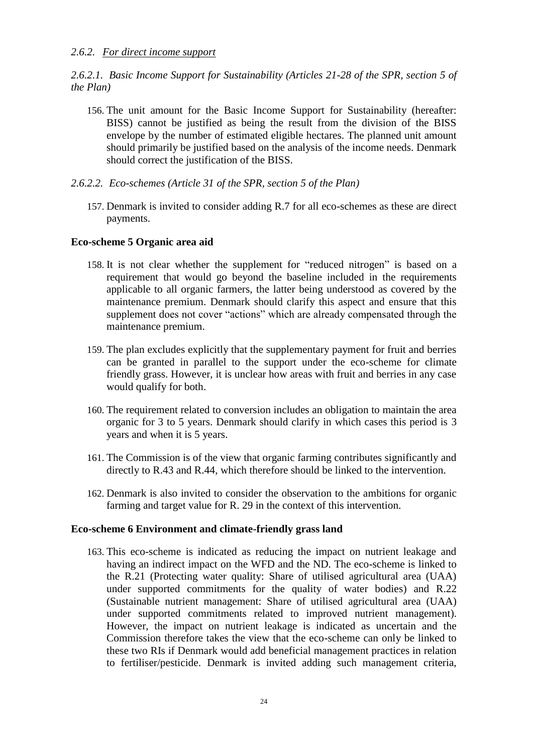### *2.6.2. For direct income support*

#### *2.6.2.1. Basic Income Support for Sustainability (Articles 21-28 of the SPR, section 5 of the Plan)*

156. The unit amount for the Basic Income Support for Sustainability (hereafter: BISS) cannot be justified as being the result from the division of the BISS envelope by the number of estimated eligible hectares. The planned unit amount should primarily be justified based on the analysis of the income needs. Denmark should correct the justification of the BISS.

#### *2.6.2.2. Eco-schemes (Article 31 of the SPR, section 5 of the Plan)*

157. Denmark is invited to consider adding R.7 for all eco-schemes as these are direct payments.

**Eco-scheme 5 Organic area aid**

158. It is not clear whether the supplement for "reduced nitrogen" is based on a requirement that would go beyond the baseline included in the requirements applicable to all organic farmers, the latter being understood as covered by the maintenance premium. Denmark should clarify this aspect and ensure that this supplement does not cover "actions" which are already compensated through the maintenance premium.

159. The plan excludes explicitly that the supplementary payment for fruit and berries can be granted in parallel to the support under the eco-scheme for climate friendly grass. However, it is unclear how areas with fruit and berries in any case would qualify for both.

160. The requirement related to conversion includes an obligation to maintain the area organic for 3 to 5 years. Denmark should clarify in which cases this period is 3 years and when it is 5 years.

161. The Commission is of the view that organic farming contributes significantly and directly to R.43 and R.44, which therefore should be linked to the intervention.

162. Denmark is also invited to consider the observation to the ambitions for organic farming and target value for R. 29 in the context of this intervention.

**Eco-scheme 6 Environment and climate-friendly grass land**

163. This eco-scheme is indicated as reducing the impact on nutrient leakage and having an indirect impact on the WFD and the ND. The eco-scheme is linked to the R.21 (Protecting water quality: Share of utilised agricultural area (UAA) under supported commitments for the quality of water bodies) and R.22 (Sustainable nutrient management: Share of utilised agricultural area (UAA) under supported commitments related to improved nutrient management). However, the impact on nutrient leakage is indicated as uncertain and the Commission therefore takes the view that the eco-scheme can only be linked to these two RIs if Denmark would add beneficial management practices in relation to fertiliser/pesticide. Denmark is invited adding such management criteria,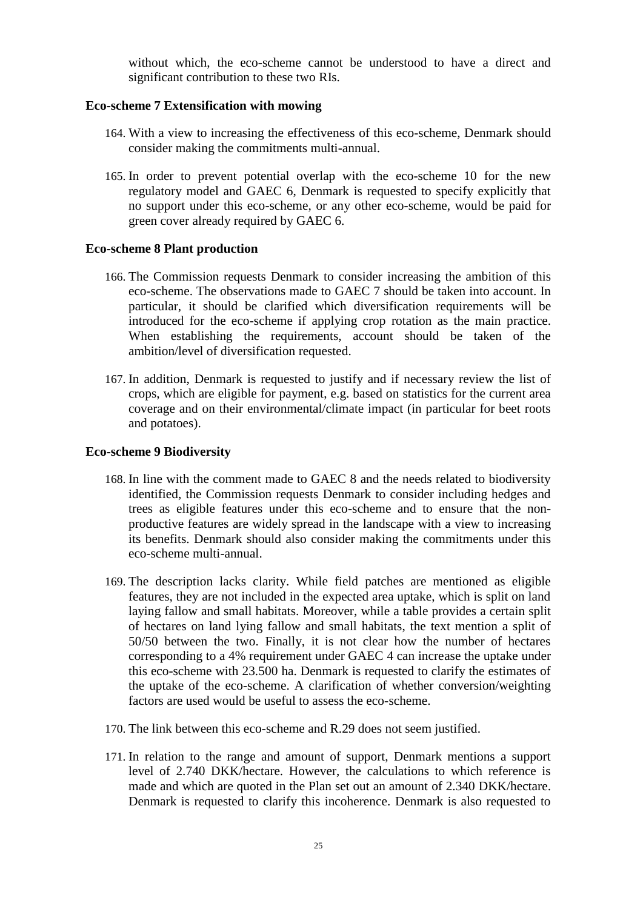without which, the eco-scheme cannot be understood to have a direct and significant contribution to these two RIs.

**Eco-scheme 7 Extensification with mowing**

164. With a view to increasing the effectiveness of this eco-scheme, Denmark should consider making the commitments multi-annual.

165. In order to prevent potential overlap with the eco-scheme 10 for the new regulatory model and GAEC 6, Denmark is requested to specify explicitly that no support under this eco-scheme, or any other eco-scheme, would be paid for green cover already required by GAEC 6.

**Eco-scheme 8 Plant production**

166. The Commission requests Denmark to consider increasing the ambition of this eco-scheme. The observations made to GAEC 7 should be taken into account. In particular, it should be clarified which diversification requirements will be introduced for the eco-scheme if applying crop rotation as the main practice. When establishing the requirements, account should be taken of the ambition/level of diversification requested.

167. In addition, Denmark is requested to justify and if necessary review the list of crops, which are eligible for payment, e.g. based on statistics for the current area coverage and on their environmental/climate impact (in particular for beet roots and potatoes).

**Eco-scheme 9 Biodiversity**

168. In line with the comment made to GAEC 8 and the needs related to biodiversity identified, the Commission requests Denmark to consider including hedges and trees as eligible features under this eco-scheme and to ensure that the non-productive features are widely spread in the landscape with a view to increasing its benefits. Denmark should also consider making the commitments under this eco-scheme multi-annual.

169. The description lacks clarity. While field patches are mentioned as eligible features, they are not included in the expected area uptake, which is split on land laying fallow and small habitats. Moreover, while a table provides a certain split of hectares on land lying fallow and small habitats, the text mention a split of 50/50 between the two. Finally, it is not clear how the number of hectares corresponding to a 4% requirement under GAEC 4 can increase the uptake under this eco-scheme with 23.500 ha. Denmark is requested to clarify the estimates of the uptake of the eco-scheme. A clarification of whether conversion/weighting factors are used would be useful to assess the eco-scheme.

170. The link between this eco-scheme and R.29 does not seem justified.

171. In relation to the range and amount of support, Denmark mentions a support level of 2.740 DKK/hectare. However, the calculations to which reference is made and which are quoted in the Plan set out an amount of 2.340 DKK/hectare. Denmark is requested to clarify this incoherence. Denmark is also requested to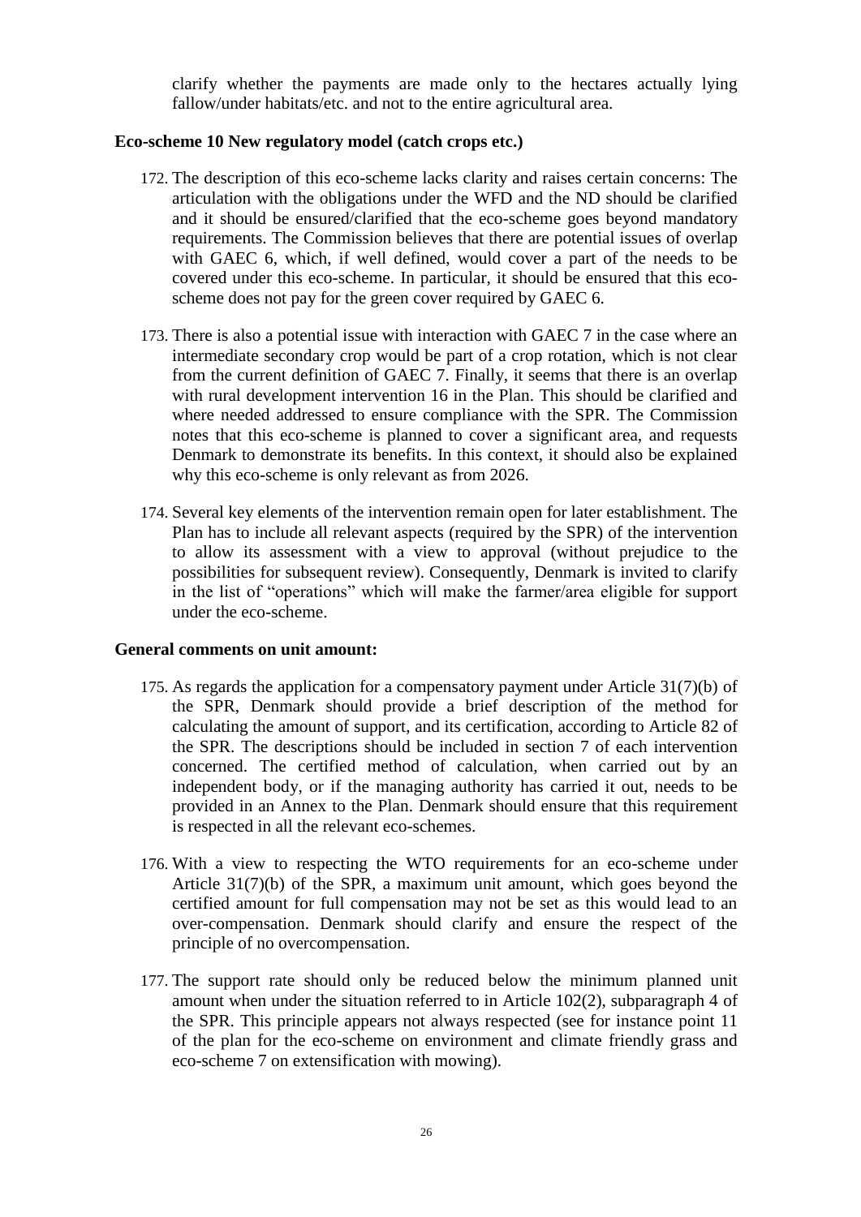clarify whether the payments are made only to the hectares actually lying fallow/under habitats/etc. and not to the entire agricultural area.

**Eco-scheme 10 New regulatory model (catch crops etc.)**

172. The description of this eco-scheme lacks clarity and raises certain concerns: The articulation with the obligations under the WFD and the ND should be clarified and it should be ensured/clarified that the eco-scheme goes beyond mandatory requirements. The Commission believes that there are potential issues of overlap with GAEC 6, which, if well defined, would cover a part of the needs to be covered under this eco-scheme. In particular, it should be ensured that this eco-scheme does not pay for the green cover required by GAEC 6.

173. There is also a potential issue with interaction with GAEC 7 in the case where an intermediate secondary crop would be part of a crop rotation, which is not clear from the current definition of GAEC 7. Finally, it seems that there is an overlap with rural development intervention 16 in the Plan. This should be clarified and where needed addressed to ensure compliance with the SPR. The Commission notes that this eco-scheme is planned to cover a significant area, and requests Denmark to demonstrate its benefits. In this context, it should also be explained why this eco-scheme is only relevant as from 2026.

174. Several key elements of the intervention remain open for later establishment. The Plan has to include all relevant aspects (required by the SPR) of the intervention to allow its assessment with a view to approval (without prejudice to the possibilities for subsequent review). Consequently, Denmark is invited to clarify in the list of "operations" which will make the farmer/area eligible for support under the eco-scheme.

**General comments on unit amount:**

175. As regards the application for a compensatory payment under Article 31(7)(b) of the SPR, Denmark should provide a brief description of the method for calculating the amount of support, and its certification, according to Article 82 of the SPR. The descriptions should be included in section 7 of each intervention concerned. The certified method of calculation, when carried out by an independent body, or if the managing authority has carried it out, needs to be provided in an Annex to the Plan. Denmark should ensure that this requirement is respected in all the relevant eco-schemes.

176. With a view to respecting the WTO requirements for an eco-scheme under Article 31(7)(b) of the SPR, a maximum unit amount, which goes beyond the certified amount for full compensation may not be set as this would lead to an over-compensation. Denmark should clarify and ensure the respect of the principle of no overcompensation.

177. The support rate should only be reduced below the minimum planned unit amount when under the situation referred to in Article 102(2), subparagraph 4 of the SPR. This principle appears not always respected (see for instance point 11 of the plan for the eco-scheme on environment and climate friendly grass and eco-scheme 7 on extensification with mowing).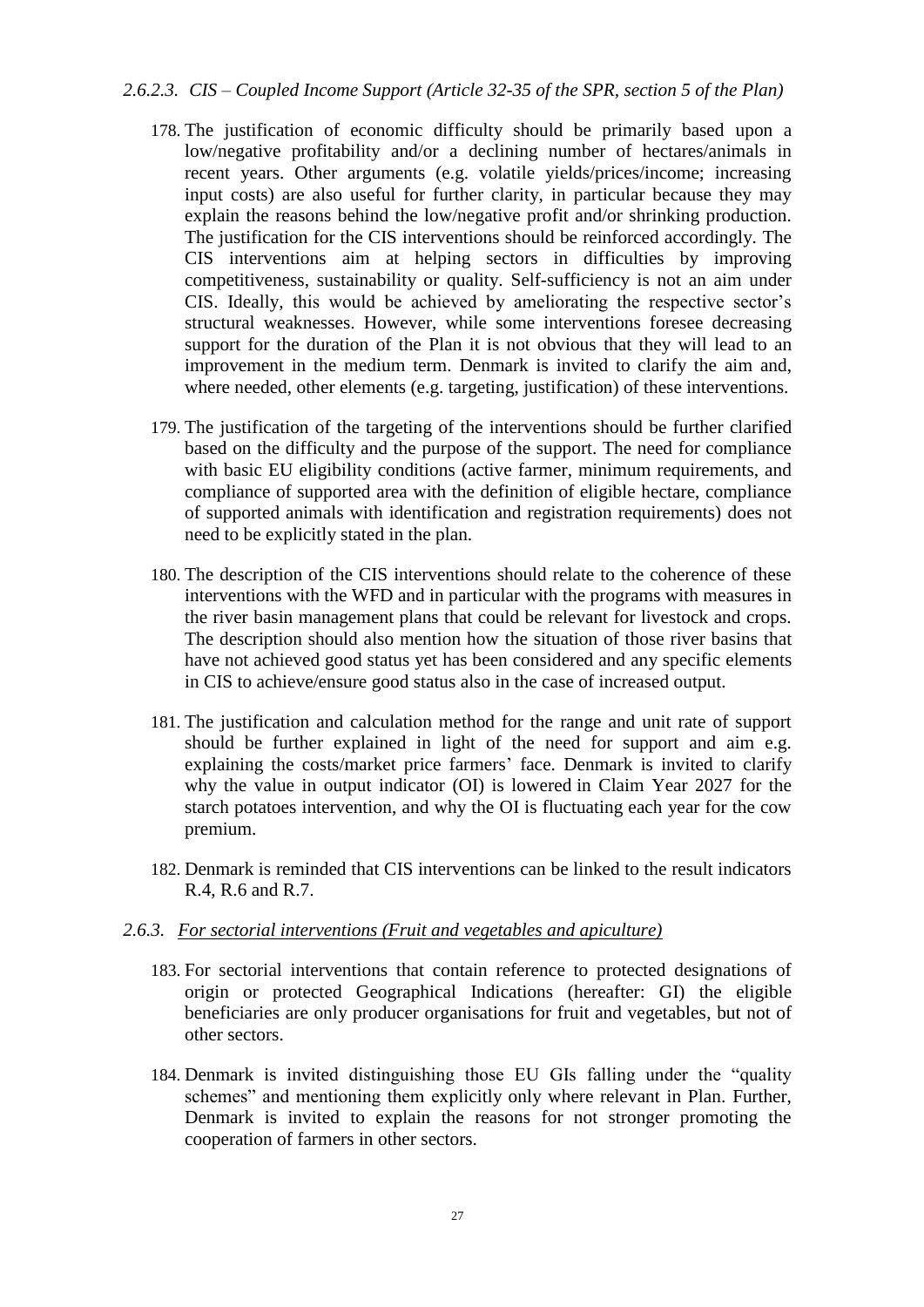#### *2.6.2.3. CIS – Coupled Income Support (Article 32-35 of the SPR, section 5 of the Plan)*

178. The justification of economic difficulty should be primarily based upon a low/negative profitability and/or a declining number of hectares/animals in recent years. Other arguments (e.g. volatile yields/prices/income; increasing input costs) are also useful for further clarity, in particular because they may explain the reasons behind the low/negative profit and/or shrinking production. The justification for the CIS interventions should be reinforced accordingly. The CIS interventions aim at helping sectors in difficulties by improving competitiveness, sustainability or quality. Self-sufficiency is not an aim under CIS. Ideally, this would be achieved by ameliorating the respective sector's structural weaknesses. However, while some interventions foresee decreasing support for the duration of the Plan it is not obvious that they will lead to an improvement in the medium term. Denmark is invited to clarify the aim and, where needed, other elements (e.g. targeting, justification) of these interventions.

179. The justification of the targeting of the interventions should be further clarified based on the difficulty and the purpose of the support. The need for compliance with basic EU eligibility conditions (active farmer, minimum requirements, and compliance of supported area with the definition of eligible hectare, compliance of supported animals with identification and registration requirements) does not need to be explicitly stated in the plan.

180. The description of the CIS interventions should relate to the coherence of these interventions with the WFD and in particular with the programs with measures in the river basin management plans that could be relevant for livestock and crops. The description should also mention how the situation of those river basins that have not achieved good status yet has been considered and any specific elements in CIS to achieve/ensure good status also in the case of increased output.

181. The justification and calculation method for the range and unit rate of support should be further explained in light of the need for support and aim e.g. explaining the costs/market price farmers' face. Denmark is invited to clarify why the value in output indicator (OI) is lowered in Claim Year 2027 for the starch potatoes intervention, and why the OI is fluctuating each year for the cow premium.

182. Denmark is reminded that CIS interventions can be linked to the result indicators R.4, R.6 and R.7.

### *2.6.3. For sectorial interventions (Fruit and vegetables and apiculture)*

183. For sectorial interventions that contain reference to protected designations of origin or protected Geographical Indications (hereafter: GI) the eligible beneficiaries are only producer organisations for fruit and vegetables, but not of other sectors.

184. Denmark is invited distinguishing those EU GIs falling under the "quality schemes" and mentioning them explicitly only where relevant in Plan. Further, Denmark is invited to explain the reasons for not stronger promoting the cooperation of farmers in other sectors.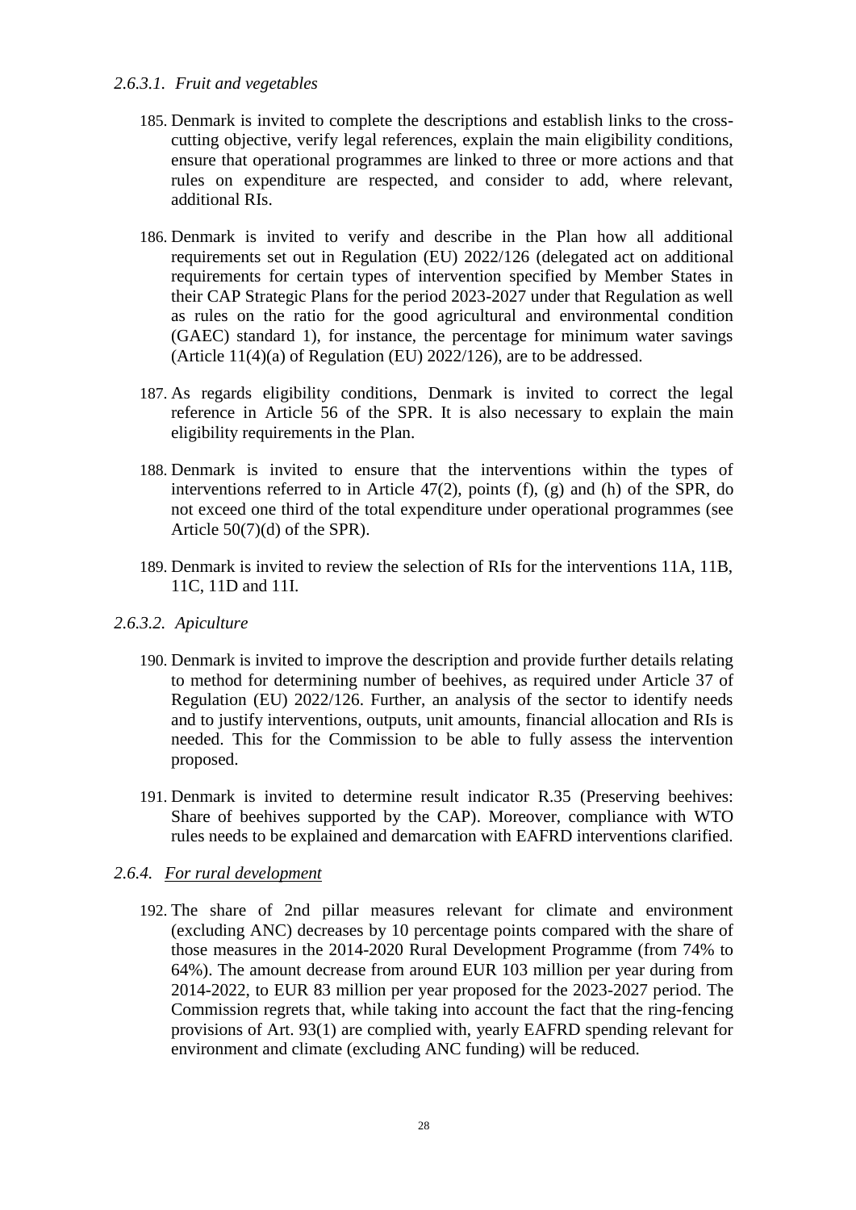#### *2.6.3.1. Fruit and vegetables*

185. Denmark is invited to complete the descriptions and establish links to the cross-cutting objective, verify legal references, explain the main eligibility conditions, ensure that operational programmes are linked to three or more actions and that rules on expenditure are respected, and consider to add, where relevant, additional RIs.

186. Denmark is invited to verify and describe in the Plan how all additional requirements set out in Regulation (EU) 2022/126 (delegated act on additional requirements for certain types of intervention specified by Member States in their CAP Strategic Plans for the period 2023-2027 under that Regulation as well as rules on the ratio for the good agricultural and environmental condition (GAEC) standard 1), for instance, the percentage for minimum water savings (Article 11(4)(a) of Regulation (EU) 2022/126), are to be addressed.

187. As regards eligibility conditions, Denmark is invited to correct the legal reference in Article 56 of the SPR. It is also necessary to explain the main eligibility requirements in the Plan.

188. Denmark is invited to ensure that the interventions within the types of interventions referred to in Article 47(2), points (f), (g) and (h) of the SPR, do not exceed one third of the total expenditure under operational programmes (see Article 50(7)(d) of the SPR).

189. Denmark is invited to review the selection of RIs for the interventions 11A, 11B, 11C, 11D and 11I.

#### *2.6.3.2. Apiculture*

190. Denmark is invited to improve the description and provide further details relating to method for determining number of beehives, as required under Article 37 of Regulation (EU) 2022/126. Further, an analysis of the sector to identify needs and to justify interventions, outputs, unit amounts, financial allocation and RIs is needed. This for the Commission to be able to fully assess the intervention proposed.

191. Denmark is invited to determine result indicator R.35 (Preserving beehives: Share of beehives supported by the CAP). Moreover, compliance with WTO rules needs to be explained and demarcation with EAFRD interventions clarified.

### *2.6.4. For rural development*

192. The share of 2nd pillar measures relevant for climate and environment (excluding ANC) decreases by 10 percentage points compared with the share of those measures in the 2014-2020 Rural Development Programme (from 74% to 64%). The amount decrease from around EUR 103 million per year during from 2014-2022, to EUR 83 million per year proposed for the 2023-2027 period. The Commission regrets that, while taking into account the fact that the ring-fencing provisions of Art. 93(1) are complied with, yearly EAFRD spending relevant for environment and climate (excluding ANC funding) will be reduced.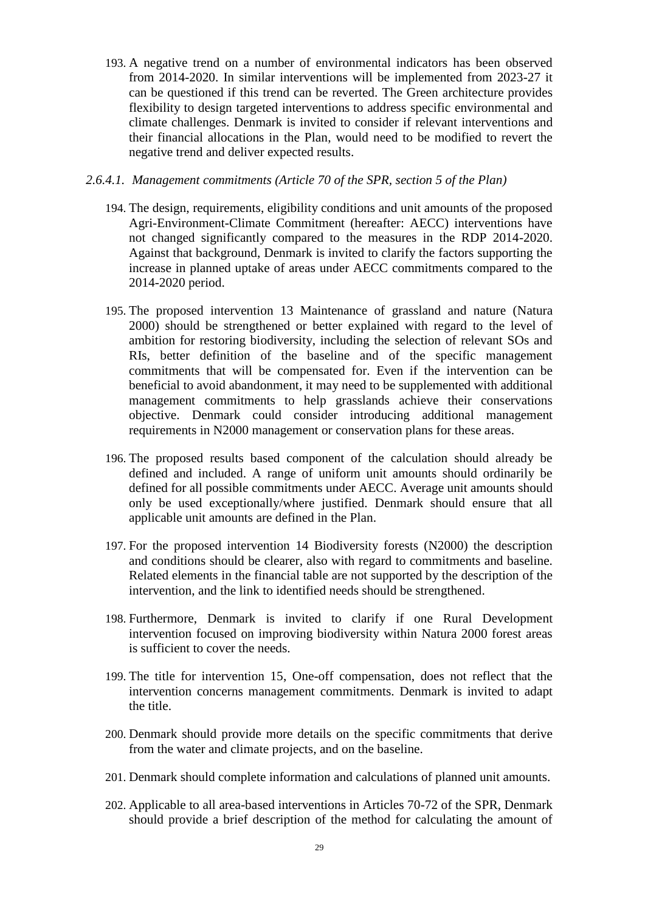193. A negative trend on a number of environmental indicators has been observed from 2014-2020. In similar interventions will be implemented from 2023-27 it can be questioned if this trend can be reverted. The Green architecture provides flexibility to design targeted interventions to address specific environmental and climate challenges. Denmark is invited to consider if relevant interventions and their financial allocations in the Plan, would need to be modified to revert the negative trend and deliver expected results.

#### *2.6.4.1. Management commitments (Article 70 of the SPR, section 5 of the Plan)*

194. The design, requirements, eligibility conditions and unit amounts of the proposed Agri-Environment-Climate Commitment (hereafter: AECC) interventions have not changed significantly compared to the measures in the RDP 2014-2020. Against that background, Denmark is invited to clarify the factors supporting the increase in planned uptake of areas under AECC commitments compared to the 2014-2020 period.

195. The proposed intervention 13 Maintenance of grassland and nature (Natura 2000) should be strengthened or better explained with regard to the level of ambition for restoring biodiversity, including the selection of relevant SOs and RIs, better definition of the baseline and of the specific management commitments that will be compensated for. Even if the intervention can be beneficial to avoid abandonment, it may need to be supplemented with additional management commitments to help grasslands achieve their conservations objective. Denmark could consider introducing additional management requirements in N2000 management or conservation plans for these areas.

196. The proposed results based component of the calculation should already be defined and included. A range of uniform unit amounts should ordinarily be defined for all possible commitments under AECC. Average unit amounts should only be used exceptionally/where justified. Denmark should ensure that all applicable unit amounts are defined in the Plan.

197. For the proposed intervention 14 Biodiversity forests (N2000) the description and conditions should be clearer, also with regard to commitments and baseline. Related elements in the financial table are not supported by the description of the intervention, and the link to identified needs should be strengthened.

198. Furthermore, Denmark is invited to clarify if one Rural Development intervention focused on improving biodiversity within Natura 2000 forest areas is sufficient to cover the needs.

199. The title for intervention 15, One-off compensation, does not reflect that the intervention concerns management commitments. Denmark is invited to adapt the title.

200. Denmark should provide more details on the specific commitments that derive from the water and climate projects, and on the baseline.

201. Denmark should complete information and calculations of planned unit amounts.

202. Applicable to all area-based interventions in Articles 70-72 of the SPR, Denmark should provide a brief description of the method for calculating the amount of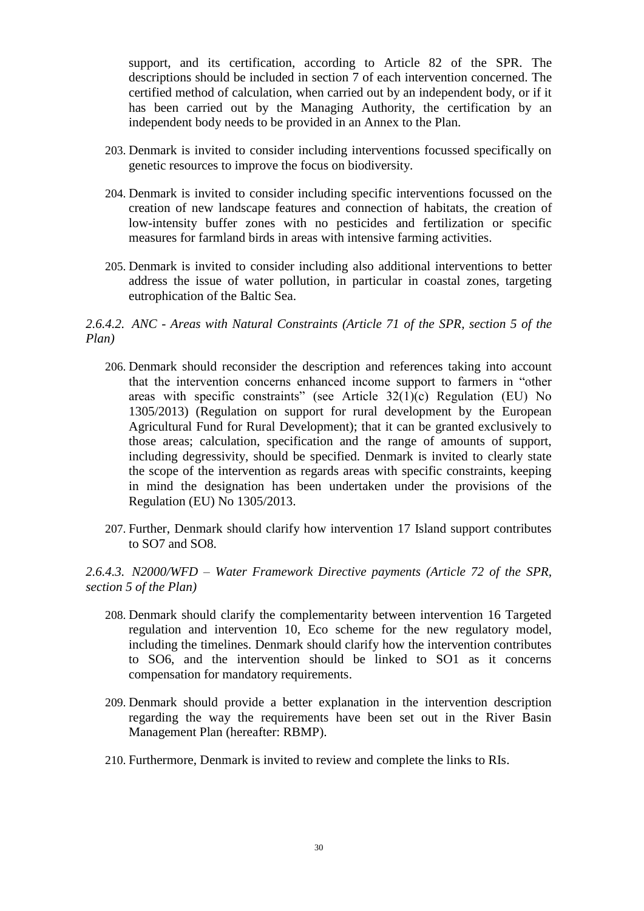support, and its certification, according to Article 82 of the SPR. The descriptions should be included in section 7 of each intervention concerned. The certified method of calculation, when carried out by an independent body, or if it has been carried out by the Managing Authority, the certification by an independent body needs to be provided in an Annex to the Plan.

203. Denmark is invited to consider including interventions focussed specifically on genetic resources to improve the focus on biodiversity.

204. Denmark is invited to consider including specific interventions focussed on the creation of new landscape features and connection of habitats, the creation of low-intensity buffer zones with no pesticides and fertilization or specific measures for farmland birds in areas with intensive farming activities.

205. Denmark is invited to consider including also additional interventions to better address the issue of water pollution, in particular in coastal zones, targeting eutrophication of the Baltic Sea.

*2.6.4.2. ANC - Areas with Natural Constraints (Article 71 of the SPR, section 5 of the Plan)*

206. Denmark should reconsider the description and references taking into account that the intervention concerns enhanced income support to farmers in "other areas with specific constraints" (see Article 32(1)(c) Regulation (EU) No 1305/2013) (Regulation on support for rural development by the European Agricultural Fund for Rural Development); that it can be granted exclusively to those areas; calculation, specification and the range of amounts of support, including degressivity, should be specified. Denmark is invited to clearly state the scope of the intervention as regards areas with specific constraints, keeping in mind the designation has been undertaken under the provisions of the Regulation (EU) No 1305/2013.

207. Further, Denmark should clarify how intervention 17 Island support contributes to SO7 and SO8.

*2.6.4.3. N2000/WFD – Water Framework Directive payments (Article 72 of the SPR, section 5 of the Plan)*

208. Denmark should clarify the complementarity between intervention 16 Targeted regulation and intervention 10, Eco scheme for the new regulatory model, including the timelines. Denmark should clarify how the intervention contributes to SO6, and the intervention should be linked to SO1 as it concerns compensation for mandatory requirements.

209. Denmark should provide a better explanation in the intervention description regarding the way the requirements have been set out in the River Basin Management Plan (hereafter: RBMP).

210. Furthermore, Denmark is invited to review and complete the links to RIs.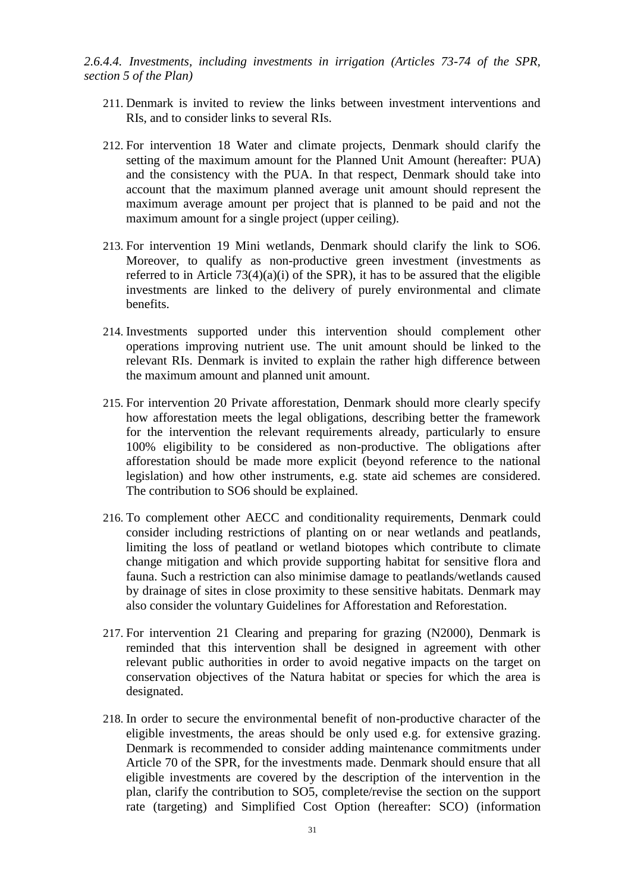*2.6.4.4. Investments, including investments in irrigation (Articles 73-74 of the SPR, section 5 of the Plan)*

211. Denmark is invited to review the links between investment interventions and RIs, and to consider links to several RIs.

212. For intervention 18 Water and climate projects, Denmark should clarify the setting of the maximum amount for the Planned Unit Amount (hereafter: PUA) and the consistency with the PUA. In that respect, Denmark should take into account that the maximum planned average unit amount should represent the maximum average amount per project that is planned to be paid and not the maximum amount for a single project (upper ceiling).

213. For intervention 19 Mini wetlands, Denmark should clarify the link to SO6. Moreover, to qualify as non-productive green investment (investments as referred to in Article 73(4)(a)(i) of the SPR), it has to be assured that the eligible investments are linked to the delivery of purely environmental and climate benefits.

214. Investments supported under this intervention should complement other operations improving nutrient use. The unit amount should be linked to the relevant RIs. Denmark is invited to explain the rather high difference between the maximum amount and planned unit amount.

215. For intervention 20 Private afforestation, Denmark should more clearly specify how afforestation meets the legal obligations, describing better the framework for the intervention the relevant requirements already, particularly to ensure 100% eligibility to be considered as non-productive. The obligations after afforestation should be made more explicit (beyond reference to the national legislation) and how other instruments, e.g. state aid schemes are considered. The contribution to SO6 should be explained.

216. To complement other AECC and conditionality requirements, Denmark could consider including restrictions of planting on or near wetlands and peatlands, limiting the loss of peatland or wetland biotopes which contribute to climate change mitigation and which provide supporting habitat for sensitive flora and fauna. Such a restriction can also minimise damage to peatlands/wetlands caused by drainage of sites in close proximity to these sensitive habitats. Denmark may also consider the voluntary Guidelines for Afforestation and Reforestation.

217. For intervention 21 Clearing and preparing for grazing (N2000), Denmark is reminded that this intervention shall be designed in agreement with other relevant public authorities in order to avoid negative impacts on the target on conservation objectives of the Natura habitat or species for which the area is designated.

218. In order to secure the environmental benefit of non-productive character of the eligible investments, the areas should be only used e.g. for extensive grazing. Denmark is recommended to consider adding maintenance commitments under Article 70 of the SPR, for the investments made. Denmark should ensure that all eligible investments are covered by the description of the intervention in the plan, clarify the contribution to SO5, complete/revise the section on the support rate (targeting) and Simplified Cost Option (hereafter: SCO) (information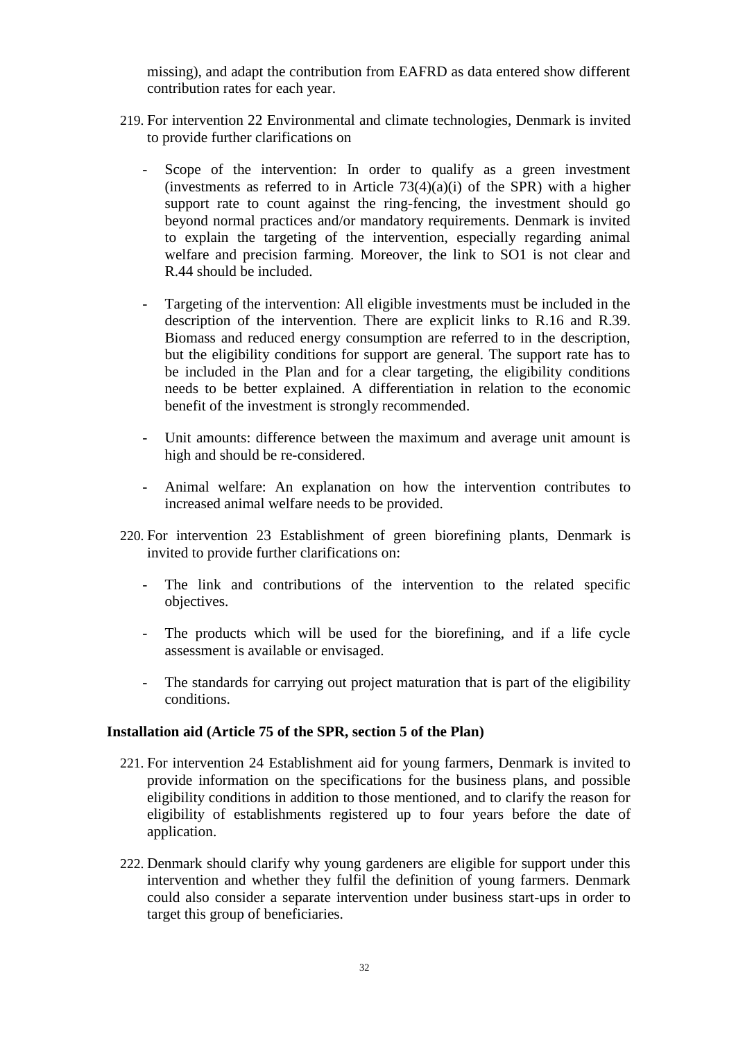missing), and adapt the contribution from EAFRD as data entered show different contribution rates for each year.

219. For intervention 22 Environmental and climate technologies, Denmark is invited to provide further clarifications on

   - Scope of the intervention: In order to qualify as a green investment (investments as referred to in Article 73(4)(a)(i) of the SPR) with a higher support rate to count against the ring-fencing, the investment should go beyond normal practices and/or mandatory requirements. Denmark is invited to explain the targeting of the intervention, especially regarding animal welfare and precision farming. Moreover, the link to SO1 is not clear and R.44 should be included.

   - Targeting of the intervention: All eligible investments must be included in the description of the intervention. There are explicit links to R.16 and R.39. Biomass and reduced energy consumption are referred to in the description, but the eligibility conditions for support are general. The support rate has to be included in the Plan and for a clear targeting, the eligibility conditions needs to be better explained. A differentiation in relation to the economic benefit of the investment is strongly recommended.

   - Unit amounts: difference between the maximum and average unit amount is high and should be re-considered.

   - Animal welfare: An explanation on how the intervention contributes to increased animal welfare needs to be provided.

220. For intervention 23 Establishment of green biorefining plants, Denmark is invited to provide further clarifications on:

   - The link and contributions of the intervention to the related specific objectives.

   - The products which will be used for the biorefining, and if a life cycle assessment is available or envisaged.

   - The standards for carrying out project maturation that is part of the eligibility conditions.

**Installation aid (Article 75 of the SPR, section 5 of the Plan)**

221. For intervention 24 Establishment aid for young farmers, Denmark is invited to provide information on the specifications for the business plans, and possible eligibility conditions in addition to those mentioned, and to clarify the reason for eligibility of establishments registered up to four years before the date of application.

222. Denmark should clarify why young gardeners are eligible for support under this intervention and whether they fulfil the definition of young farmers. Denmark could also consider a separate intervention under business start-ups in order to target this group of beneficiaries.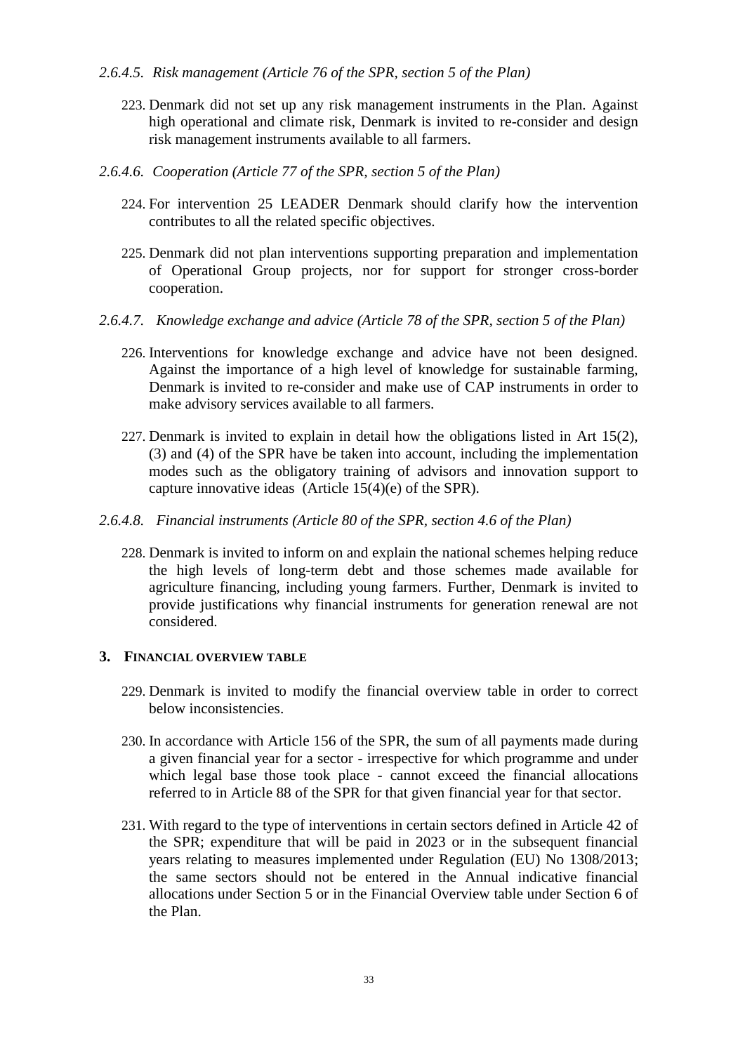#### *2.6.4.5. Risk management (Article 76 of the SPR, section 5 of the Plan)*

223. Denmark did not set up any risk management instruments in the Plan. Against high operational and climate risk, Denmark is invited to re-consider and design risk management instruments available to all farmers.

#### *2.6.4.6. Cooperation (Article 77 of the SPR, section 5 of the Plan)*

224. For intervention 25 LEADER Denmark should clarify how the intervention contributes to all the related specific objectives.

225. Denmark did not plan interventions supporting preparation and implementation of Operational Group projects, nor for support for stronger cross-border cooperation.

#### *2.6.4.7. Knowledge exchange and advice (Article 78 of the SPR, section 5 of the Plan)*

226. Interventions for knowledge exchange and advice have not been designed. Against the importance of a high level of knowledge for sustainable farming, Denmark is invited to re-consider and make use of CAP instruments in order to make advisory services available to all farmers.

227. Denmark is invited to explain in detail how the obligations listed in Art 15(2), (3) and (4) of the SPR have be taken into account, including the implementation modes such as the obligatory training of advisors and innovation support to capture innovative ideas (Article 15(4)(e) of the SPR).

#### *2.6.4.8. Financial instruments (Article 80 of the SPR, section 4.6 of the Plan)*

228. Denmark is invited to inform on and explain the national schemes helping reduce the high levels of long-term debt and those schemes made available for agriculture financing, including young farmers. Further, Denmark is invited to provide justifications why financial instruments for generation renewal are not considered.

## 3. FINANCIAL OVERVIEW TABLE

229. Denmark is invited to modify the financial overview table in order to correct below inconsistencies.

230. In accordance with Article 156 of the SPR, the sum of all payments made during a given financial year for a sector - irrespective for which programme and under which legal base those took place - cannot exceed the financial allocations referred to in Article 88 of the SPR for that given financial year for that sector.

231. With regard to the type of interventions in certain sectors defined in Article 42 of the SPR; expenditure that will be paid in 2023 or in the subsequent financial years relating to measures implemented under Regulation (EU) No 1308/2013; the same sectors should not be entered in the Annual indicative financial allocations under Section 5 or in the Financial Overview table under Section 6 of the Plan.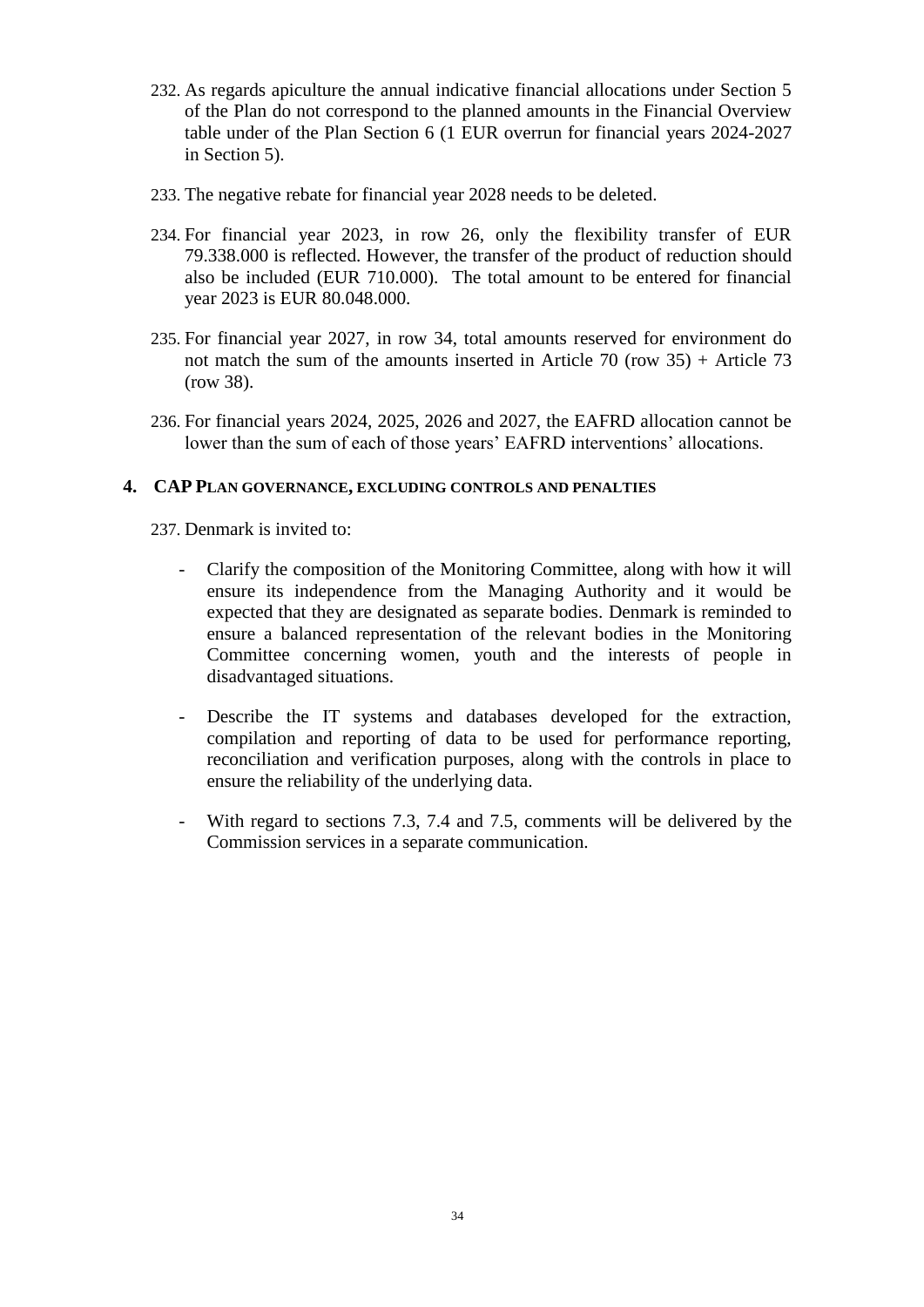232. As regards apiculture the annual indicative financial allocations under Section 5 of the Plan do not correspond to the planned amounts in the Financial Overview table under of the Plan Section 6 (1 EUR overrun for financial years 2024-2027 in Section 5).

233. The negative rebate for financial year 2028 needs to be deleted.

234. For financial year 2023, in row 26, only the flexibility transfer of EUR 79.338.000 is reflected. However, the transfer of the product of reduction should also be included (EUR 710.000). The total amount to be entered for financial year 2023 is EUR 80.048.000.

235. For financial year 2027, in row 34, total amounts reserved for environment do not match the sum of the amounts inserted in Article 70 (row 35) + Article 73 (row 38).

236. For financial years 2024, 2025, 2026 and 2027, the EAFRD allocation cannot be lower than the sum of each of those years' EAFRD interventions' allocations.

## 4. CAP PLAN GOVERNANCE, EXCLUDING CONTROLS AND PENALTIES

237. Denmark is invited to:

- Clarify the composition of the Monitoring Committee, along with how it will ensure its independence from the Managing Authority and it would be expected that they are designated as separate bodies. Denmark is reminded to ensure a balanced representation of the relevant bodies in the Monitoring Committee concerning women, youth and the interests of people in disadvantaged situations.
- Describe the IT systems and databases developed for the extraction, compilation and reporting of data to be used for performance reporting, reconciliation and verification purposes, along with the controls in place to ensure the reliability of the underlying data.
- With regard to sections 7.3, 7.4 and 7.5, comments will be delivered by the Commission services in a separate communication.